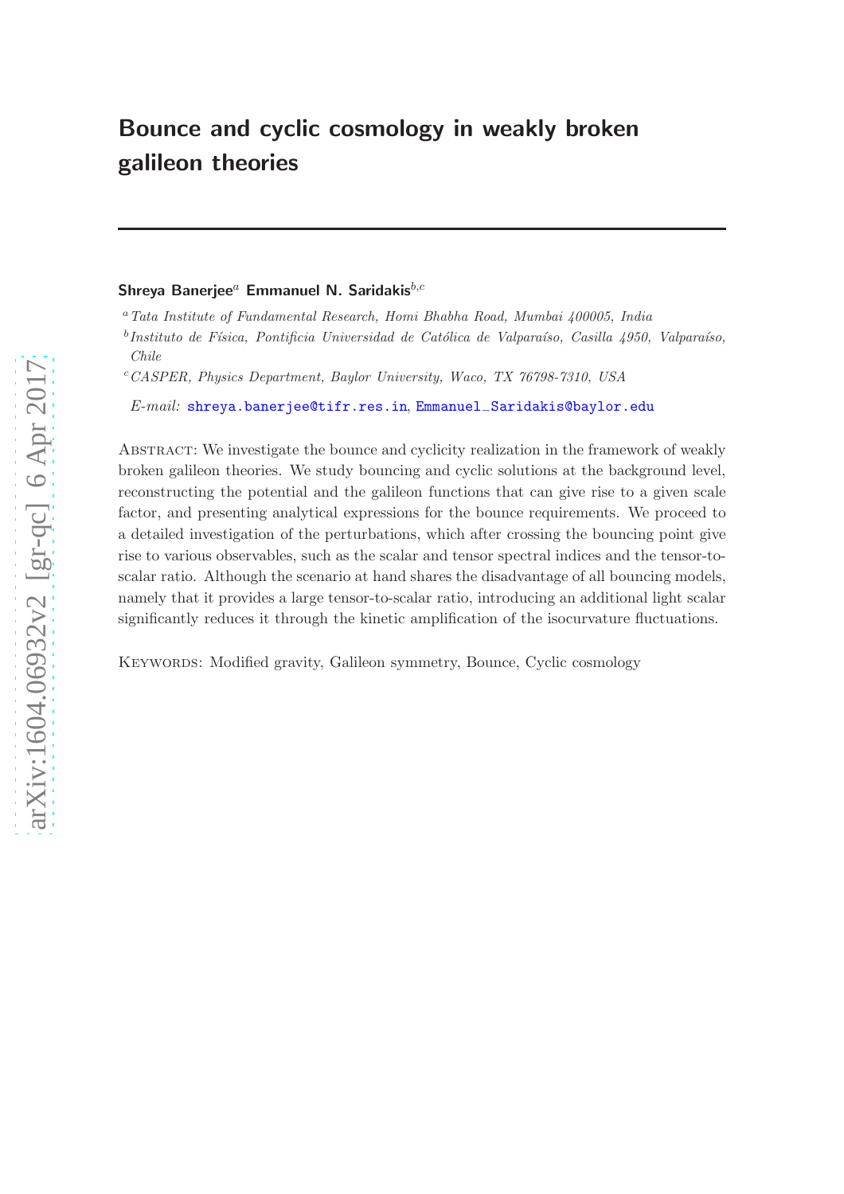# Bounce and cyclic cosmology in weakly broken galileon theories

**Shreya Banerjee**[a] **Emmanuel N. Saridakis**[b,c]

[a] *Tata Institute of Fundamental Research, Homi Bhabha Road, Mumbai 400005, India*

[b] *Instituto de Física, Pontificia Universidad de Católica de Valparaíso, Casilla 4950, Valparaíso, Chile*

[c] *CASPER, Physics Department, Baylor University, Waco, TX 76798-7310, USA*

*E-mail:* shreya.banerjee@tifr.res.in, Emmanuel_Saridakis@baylor.edu

Abstract: We investigate the bounce and cyclicity realization in the framework of weakly broken galileon theories. We study bouncing and cyclic solutions at the background level, reconstructing the potential and the galileon functions that can give rise to a given scale factor, and presenting analytical expressions for the bounce requirements. We proceed to a detailed investigation of the perturbations, which after crossing the bouncing point give rise to various observables, such as the scalar and tensor spectral indices and the tensor-to-scalar ratio. Although the scenario at hand shares the disadvantage of all bouncing models, namely that it provides a large tensor-to-scalar ratio, introducing an additional light scalar significantly reduces it through the kinetic amplification of the isocurvature fluctuations.

Keywords: Modified gravity, Galileon symmetry, Bounce, Cyclic cosmology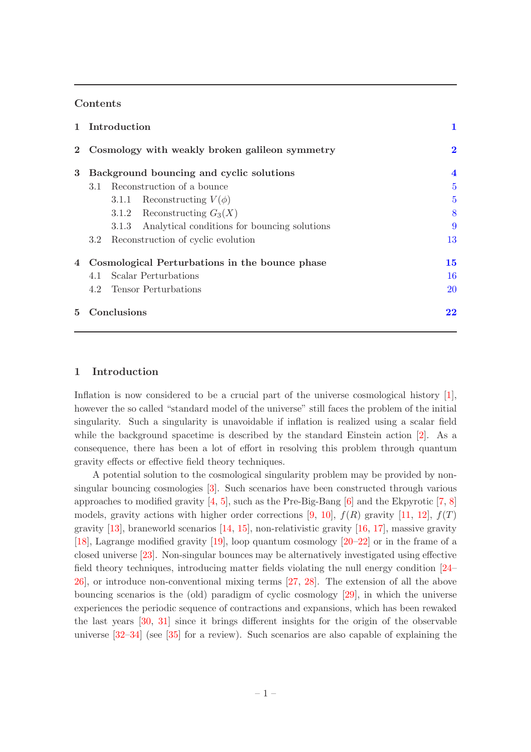Contents

| | | |
|---|---|---|
| **1** | **Introduction** | **1** |
| **2** | **Cosmology with weakly broken galileon symmetry** | **2** |
| **3** | **Background bouncing and cyclic solutions** | **4** |
| | 3.1 Reconstruction of a bounce | 5 |
| | 3.1.1 Reconstructing $V(\phi)$ | 5 |
| | 3.1.2 Reconstructing $G_3(X)$ | 8 |
| | 3.1.3 Analytical conditions for bouncing solutions | 9 |
| | 3.2 Reconstruction of cyclic evolution | 13 |
| **4** | **Cosmological Perturbations in the bounce phase** | **15** |
| | 4.1 Scalar Perturbations | 16 |
| | 4.2 Tensor Perturbations | 20 |
| **5** | **Conclusions** | **22** |

## 1 Introduction

Inflation is now considered to be a crucial part of the universe cosmological history [1], however the so called "standard model of the universe" still faces the problem of the initial singularity. Such a singularity is unavoidable if inflation is realized using a scalar field while the background spacetime is described by the standard Einstein action [2]. As a consequence, there has been a lot of effort in resolving this problem through quantum gravity effects or effective field theory techniques.

A potential solution to the cosmological singularity problem may be provided by non-singular bouncing cosmologies [3]. Such scenarios have been constructed through various approaches to modified gravity [4, 5], such as the Pre-Big-Bang [6] and the Ekpyrotic [7, 8] models, gravity actions with higher order corrections [9, 10], $f(R)$ gravity [11, 12], $f(T)$ gravity [13], braneworld scenarios [14, 15], non-relativistic gravity [16, 17], massive gravity [18], Lagrange modified gravity [19], loop quantum cosmology [20–22] or in the frame of a closed universe [23]. Non-singular bounces may be alternatively investigated using effective field theory techniques, introducing matter fields violating the null energy condition [24–26], or introduce non-conventional mixing terms [27, 28]. The extension of all the above bouncing scenarios is the (old) paradigm of cyclic cosmology [29], in which the universe experiences the periodic sequence of contractions and expansions, which has been rewaked the last years [30, 31] since it brings different insights for the origin of the observable universe [32–34] (see [35] for a review). Such scenarios are also capable of explaining the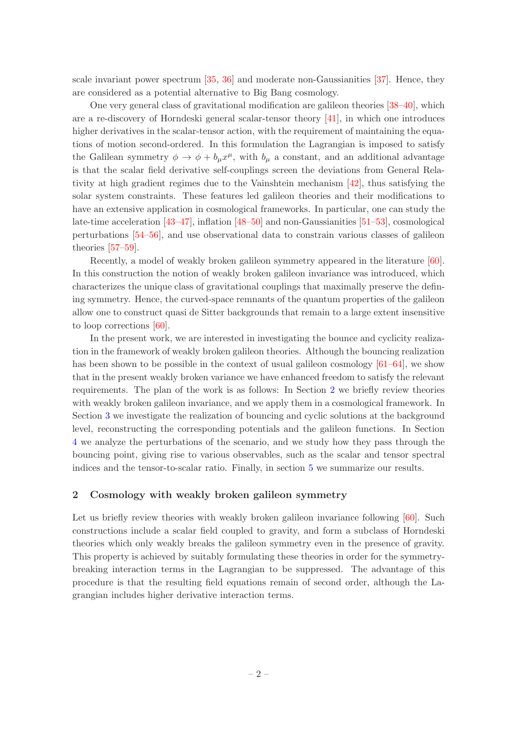scale invariant power spectrum [35, 36] and moderate non-Gaussianities [37]. Hence, they are considered as a potential alternative to Big Bang cosmology.

One very general class of gravitational modification are galileon theories [38–40], which are a re-discovery of Horndeski general scalar-tensor theory [41], in which one introduces higher derivatives in the scalar-tensor action, with the requirement of maintaining the equations of motion second-ordered. In this formulation the Lagrangian is imposed to satisfy the Galilean symmetry $\phi \to \phi + b_\mu x^\mu$, with $b_\mu$ a constant, and an additional advantage is that the scalar field derivative self-couplings screen the deviations from General Relativity at high gradient regimes due to the Vainshtein mechanism [42], thus satisfying the solar system constraints. These features led galileon theories and their modifications to have an extensive application in cosmological frameworks. In particular, one can study the late-time acceleration [43–47], inflation [48–50] and non-Gaussianities [51–53], cosmological perturbations [54–56], and use observational data to constrain various classes of galileon theories [57–59].

Recently, a model of weakly broken galileon symmetry appeared in the literature [60]. In this construction the notion of weakly broken galileon invariance was introduced, which characterizes the unique class of gravitational couplings that maximally preserve the defining symmetry. Hence, the curved-space remnants of the quantum properties of the galileon allow one to construct quasi de Sitter backgrounds that remain to a large extent insensitive to loop corrections [60].

In the present work, we are interested in investigating the bounce and cyclicity realization in the framework of weakly broken galileon theories. Although the bouncing realization has been shown to be possible in the context of usual galileon cosmology [61–64], we show that in the present weakly broken variance we have enhanced freedom to satisfy the relevant requirements. The plan of the work is as follows: In Section 2 we briefly review theories with weakly broken galileon invariance, and we apply them in a cosmological framework. In Section 3 we investigate the realization of bouncing and cyclic solutions at the background level, reconstructing the corresponding potentials and the galileon functions. In Section 4 we analyze the perturbations of the scenario, and we study how they pass through the bouncing point, giving rise to various observables, such as the scalar and tensor spectral indices and the tensor-to-scalar ratio. Finally, in section 5 we summarize our results.

## 2 Cosmology with weakly broken galileon symmetry

Let us briefly review theories with weakly broken galileon invariance following [60]. Such constructions include a scalar field coupled to gravity, and form a subclass of Horndeski theories which only weakly breaks the galileon symmetry even in the presence of gravity. This property is achieved by suitably formulating these theories in order for the symmetry-breaking interaction terms in the Lagrangian to be suppressed. The advantage of this procedure is that the resulting field equations remain of second order, although the Lagrangian includes higher derivative interaction terms.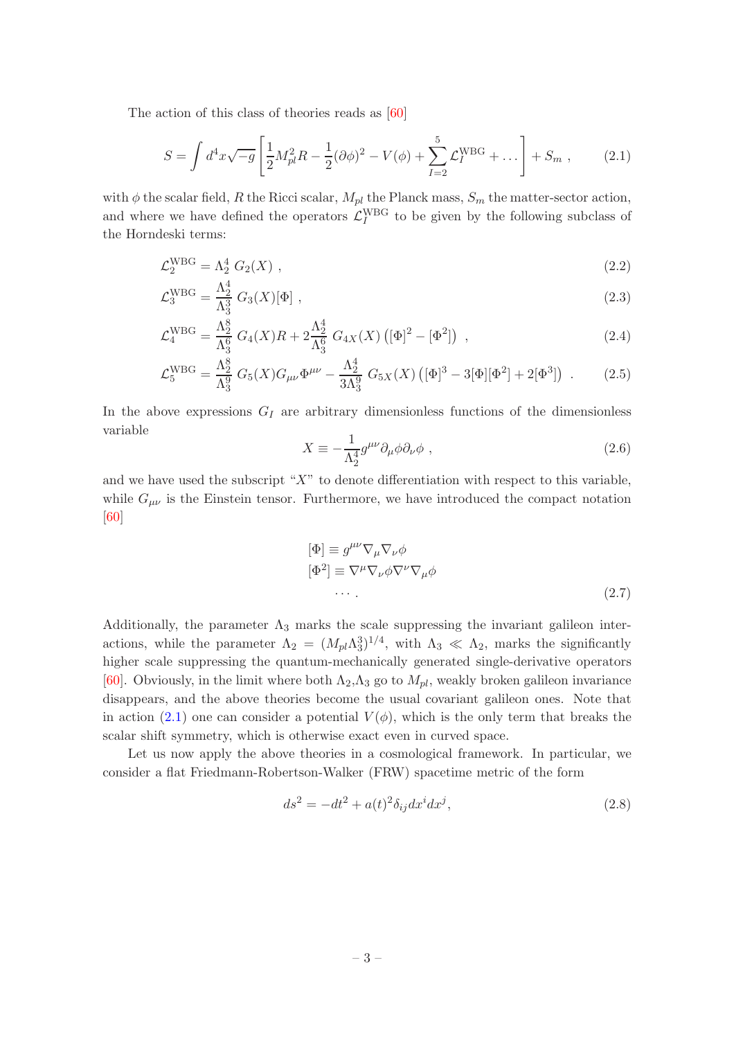The action of this class of theories reads as [60]

$$S = \int d^4x\sqrt{-g}\left[\frac{1}{2}M_{pl}^2 R - \frac{1}{2}(\partial\phi)^2 - V(\phi) + \sum_{I=2}^{5}\mathcal{L}_I^{\rm WBG} + \dots\right] + S_m \ , \tag{2.1}$$

with $\phi$ the scalar field, $R$ the Ricci scalar, $M_{pl}$ the Planck mass, $S_m$ the matter-sector action, and where we have defined the operators $\mathcal{L}_I^{\rm WBG}$ to be given by the following subclass of the Horndeski terms:

$$\mathcal{L}_2^{\rm WBG} = \Lambda_2^4 \ G_2(X) \ , \tag{2.2}$$

$$\mathcal{L}_3^{\rm WBG} = \frac{\Lambda_2^4}{\Lambda_3^3} \ G_3(X)[\Phi] \ , \tag{2.3}$$

$$\mathcal{L}_4^{\rm WBG} = \frac{\Lambda_2^8}{\Lambda_3^6} \ G_4(X)R + 2\frac{\Lambda_2^4}{\Lambda_3^6} \ G_{4X}(X)\left([\Phi]^2 - [\Phi^2]\right) \ , \tag{2.4}$$

$$\mathcal{L}_5^{\rm WBG} = \frac{\Lambda_2^8}{\Lambda_3^9} \ G_5(X)G_{\mu\nu}\Phi^{\mu\nu} - \frac{\Lambda_2^4}{3\Lambda_3^9} \ G_{5X}(X)\left([\Phi]^3 - 3[\Phi][\Phi^2] + 2[\Phi^3]\right) \ . \tag{2.5}$$

In the above expressions $G_I$ are arbitrary dimensionless functions of the dimensionless variable

$$X \equiv -\frac{1}{\Lambda_2^4}g^{\mu\nu}\partial_\mu\phi\partial_\nu\phi \ , \tag{2.6}$$

and we have used the subscript "$X$" to denote differentiation with respect to this variable, while $G_{\mu\nu}$ is the Einstein tensor. Furthermore, we have introduced the compact notation [60]

$$\begin{aligned}
&[\Phi] \equiv g^{\mu\nu}\nabla_\mu\nabla_\nu\phi \\
&[\Phi^2] \equiv \nabla^\mu\nabla_\nu\phi\nabla^\nu\nabla_\mu\phi \\
&\quad\cdots .
\end{aligned} \tag{2.7}$$

Additionally, the parameter $\Lambda_3$ marks the scale suppressing the invariant galileon interactions, while the parameter $\Lambda_2 = (M_{pl}\Lambda_3^3)^{1/4}$, with $\Lambda_3 \ll \Lambda_2$, marks the significantly higher scale suppressing the quantum-mechanically generated single-derivative operators [60]. Obviously, in the limit where both $\Lambda_2$,$\Lambda_3$ go to $M_{pl}$, weakly broken galileon invariance disappears, and the above theories become the usual covariant galileon ones. Note that in action (2.1) one can consider a potential $V(\phi)$, which is the only term that breaks the scalar shift symmetry, which is otherwise exact even in curved space.

Let us now apply the above theories in a cosmological framework. In particular, we consider a flat Friedmann-Robertson-Walker (FRW) spacetime metric of the form

$$ds^2 = -dt^2 + a(t)^2\delta_{ij}dx^i dx^j, \tag{2.8}$$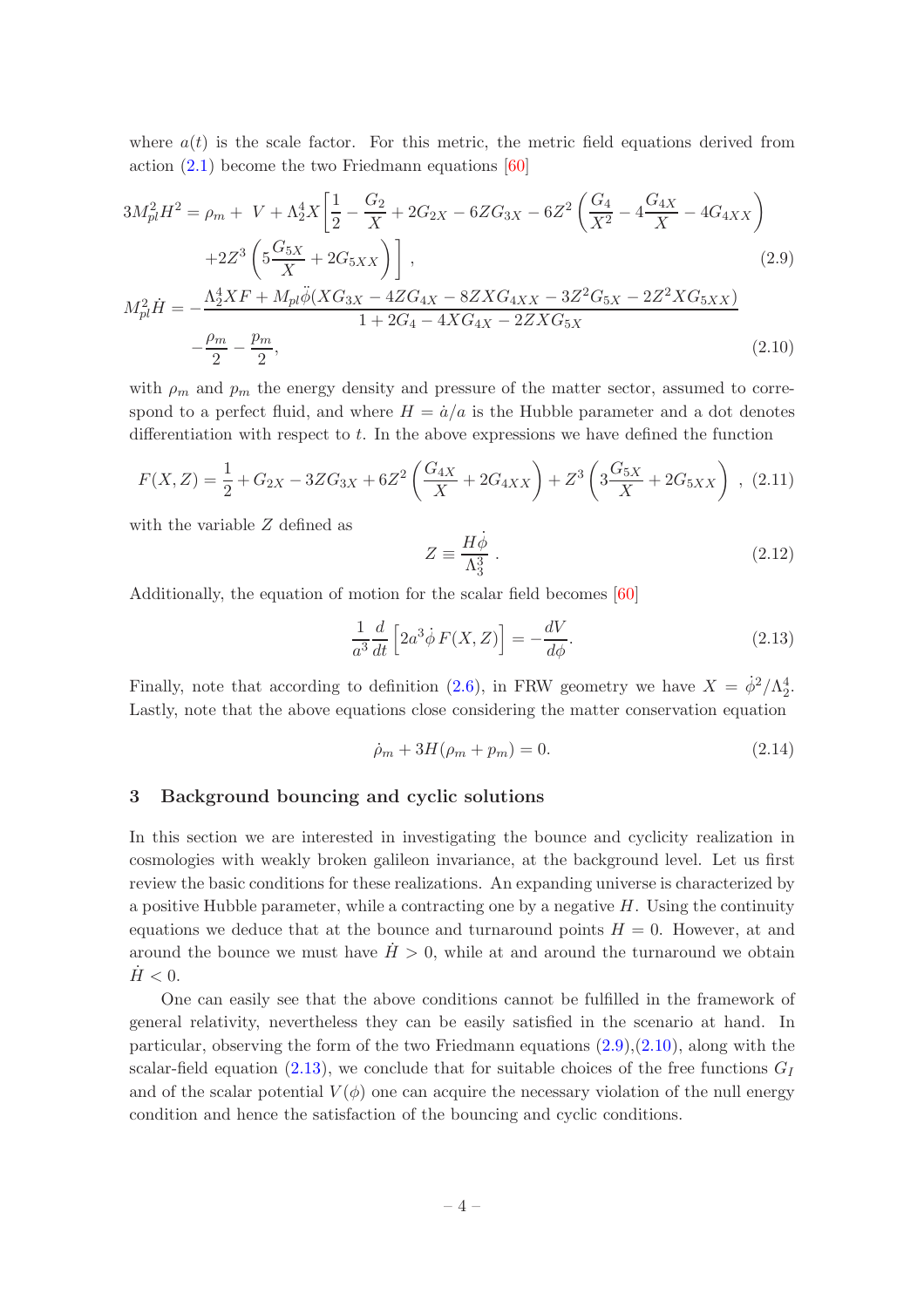where $a(t)$ is the scale factor. For this metric, the metric field equations derived from action (2.1) become the two Friedmann equations [60]

$$
\begin{aligned}
3M_{pl}^2 H^2 = \rho_m + \ V + \Lambda_2^4 X \bigg[ \frac{1}{2} - \frac{G_2}{X} + 2G_{2X} - 6ZG_{3X} - 6Z^2 \left( \frac{G_4}{X^2} - 4\frac{G_{4X}}{X} - 4G_{4XX} \right) \\
+ 2Z^3 \left( 5\frac{G_{5X}}{X} + 2G_{5XX} \right) \bigg] \, ,
\end{aligned}
\tag{2.9}
$$

$$
\begin{aligned}
M_{pl}^2 \dot{H} = -\frac{\Lambda_2^4 X F + M_{pl}\ddot{\phi}(XG_{3X} - 4ZG_{4X} - 8ZXG_{4XX} - 3Z^2G_{5X} - 2Z^2XG_{5XX})}{1 + 2G_4 - 4XG_{4X} - 2ZXG_{5X}} \\
- \frac{\rho_m}{2} - \frac{p_m}{2},
\end{aligned}
\tag{2.10}
$$

with $\rho_m$ and $p_m$ the energy density and pressure of the matter sector, assumed to correspond to a perfect fluid, and where $H = \dot{a}/a$ is the Hubble parameter and a dot denotes differentiation with respect to $t$. In the above expressions we have defined the function

$$
F(X, Z) = \frac{1}{2} + G_{2X} - 3ZG_{3X} + 6Z^2 \left( \frac{G_{4X}}{X} + 2G_{4XX} \right) + Z^3 \left( 3\frac{G_{5X}}{X} + 2G_{5XX} \right) \, , \tag{2.11}
$$

with the variable $Z$ defined as

$$
Z \equiv \frac{H\dot{\phi}}{\Lambda_3^3} \, . \tag{2.12}
$$

Additionally, the equation of motion for the scalar field becomes [60]

$$
\frac{1}{a^3} \frac{d}{dt} \left[ 2a^3 \dot{\phi} \, F(X, Z) \right] = -\frac{dV}{d\phi}. \tag{2.13}
$$

Finally, note that according to definition (2.6), in FRW geometry we have $X = \dot{\phi}^2/\Lambda_2^4$. Lastly, note that the above equations close considering the matter conservation equation

$$
\dot{\rho}_m + 3H(\rho_m + p_m) = 0. \tag{2.14}
$$

# 3 Background bouncing and cyclic solutions

In this section we are interested in investigating the bounce and cyclicity realization in cosmologies with weakly broken galileon invariance, at the background level. Let us first review the basic conditions for these realizations. An expanding universe is characterized by a positive Hubble parameter, while a contracting one by a negative $H$. Using the continuity equations we deduce that at the bounce and turnaround points $H = 0$. However, at and around the bounce we must have $\dot{H} > 0$, while at and around the turnaround we obtain $\dot{H} < 0$.

One can easily see that the above conditions cannot be fulfilled in the framework of general relativity, nevertheless they can be easily satisfied in the scenario at hand. In particular, observing the form of the two Friedmann equations (2.9),(2.10), along with the scalar-field equation (2.13), we conclude that for suitable choices of the free functions $G_I$ and of the scalar potential $V(\phi)$ one can acquire the necessary violation of the null energy condition and hence the satisfaction of the bouncing and cyclic conditions.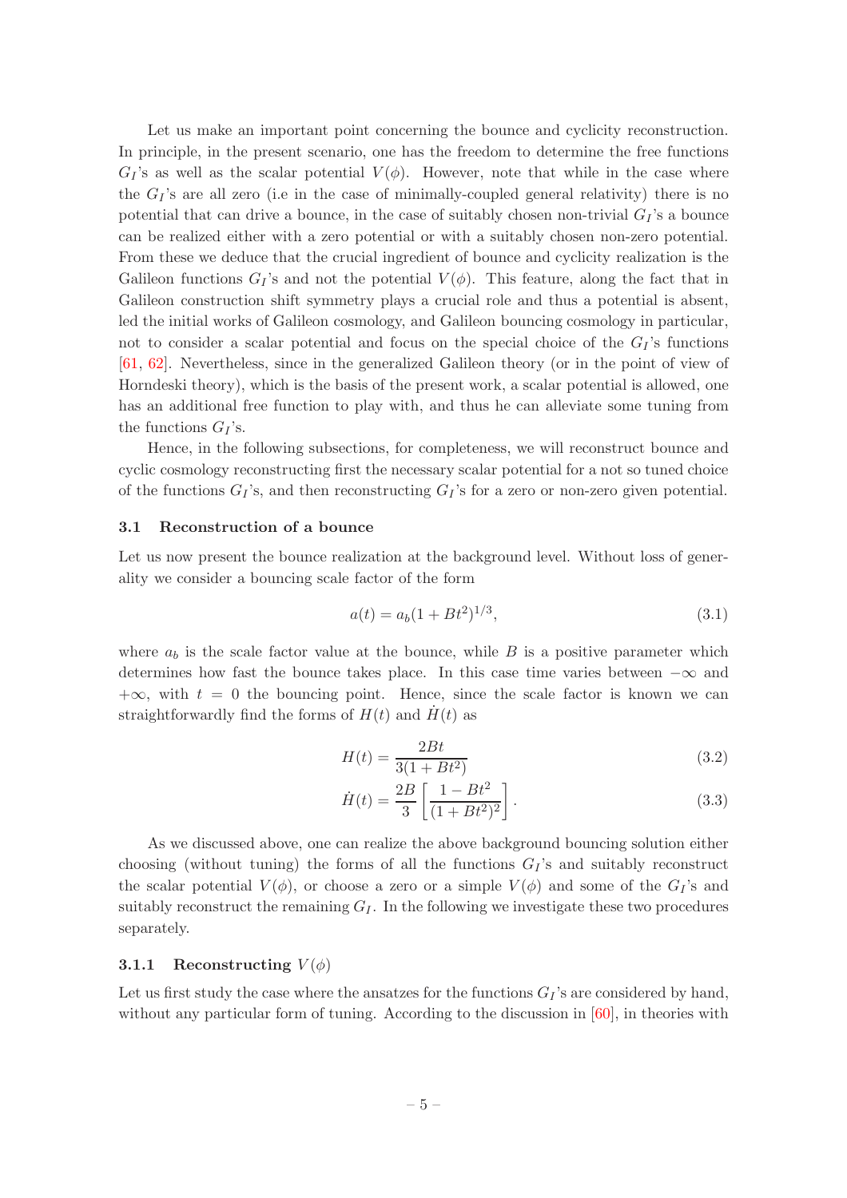Let us make an important point concerning the bounce and cyclicity reconstruction. In principle, in the present scenario, one has the freedom to determine the free functions $G_I$'s as well as the scalar potential $V(\phi)$. However, note that while in the case where the $G_I$'s are all zero (i.e in the case of minimally-coupled general relativity) there is no potential that can drive a bounce, in the case of suitably chosen non-trivial $G_I$'s a bounce can be realized either with a zero potential or with a suitably chosen non-zero potential. From these we deduce that the crucial ingredient of bounce and cyclicity realization is the Galileon functions $G_I$'s and not the potential $V(\phi)$. This feature, along the fact that in Galileon construction shift symmetry plays a crucial role and thus a potential is absent, led the initial works of Galileon cosmology, and Galileon bouncing cosmology in particular, not to consider a scalar potential and focus on the special choice of the $G_I$'s functions [61, 62]. Nevertheless, since in the generalized Galileon theory (or in the point of view of Horndeski theory), which is the basis of the present work, a scalar potential is allowed, one has an additional free function to play with, and thus he can alleviate some tuning from the functions $G_I$'s.

Hence, in the following subsections, for completeness, we will reconstruct bounce and cyclic cosmology reconstructing first the necessary scalar potential for a not so tuned choice of the functions $G_I$'s, and then reconstructing $G_I$'s for a zero or non-zero given potential.

### 3.1 Reconstruction of a bounce

Let us now present the bounce realization at the background level. Without loss of generality we consider a bouncing scale factor of the form

$$a(t) = a_b(1 + Bt^2)^{1/3}, \tag{3.1}$$

where $a_b$ is the scale factor value at the bounce, while $B$ is a positive parameter which determines how fast the bounce takes place. In this case time varies between $-\infty$ and $+\infty$, with $t = 0$ the bouncing point. Hence, since the scale factor is known we can straightforwardly find the forms of $H(t)$ and $\dot{H}(t)$ as

$$H(t) = \frac{2Bt}{3(1 + Bt^2)} \tag{3.2}$$

$$\dot{H}(t) = \frac{2B}{3}\left[\frac{1 - Bt^2}{(1 + Bt^2)^2}\right]. \tag{3.3}$$

As we discussed above, one can realize the above background bouncing solution either choosing (without tuning) the forms of all the functions $G_I$'s and suitably reconstruct the scalar potential $V(\phi)$, or choose a zero or a simple $V(\phi)$ and some of the $G_I$'s and suitably reconstruct the remaining $G_I$. In the following we investigate these two procedures separately.

#### 3.1.1 Reconstructing $V(\phi)$

Let us first study the case where the ansatzes for the functions $G_I$'s are considered by hand, without any particular form of tuning. According to the discussion in [60], in theories with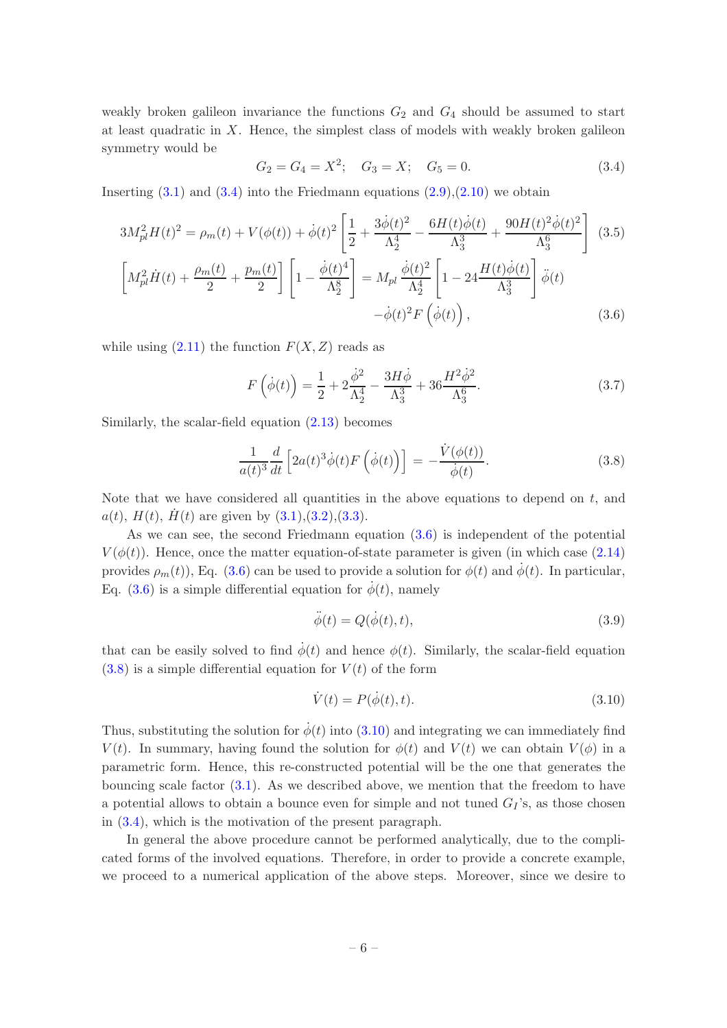weakly broken galileon invariance the functions $G_2$ and $G_4$ should be assumed to start at least quadratic in $X$. Hence, the simplest class of models with weakly broken galileon symmetry would be

$$G_2 = G_4 = X^2; \quad G_3 = X; \quad G_5 = 0. \tag{3.4}$$

Inserting (3.1) and (3.4) into the Friedmann equations (2.9),(2.10) we obtain

$$3M_{pl}^2 H(t)^2 = \rho_m(t) + V(\phi(t)) + \dot{\phi}(t)^2 \left[\frac{1}{2} + \frac{3\dot{\phi}(t)^2}{\Lambda_2^4} - \frac{6H(t)\dot{\phi}(t)}{\Lambda_3^3} + \frac{90H(t)^2\dot{\phi}(t)^2}{\Lambda_3^6}\right] \tag{3.5}$$

$$\left[M_{pl}^2 \dot{H}(t) + \frac{\rho_m(t)}{2} + \frac{p_m(t)}{2}\right]\left[1 - \frac{\dot{\phi}(t)^4}{\Lambda_2^8}\right] = M_{pl}\,\frac{\dot{\phi}(t)^2}{\Lambda_2^4}\left[1 - 24\frac{H(t)\dot{\phi}(t)}{\Lambda_3^3}\right]\ddot{\phi}(t)$$
$$-\dot{\phi}(t)^2 F\left(\dot{\phi}(t)\right), \tag{3.6}$$

while using (2.11) the function $F(X, Z)$ reads as

$$F\left(\dot{\phi}(t)\right) = \frac{1}{2} + 2\frac{\dot{\phi}^2}{\Lambda_2^4} - \frac{3H\dot{\phi}}{\Lambda_3^3} + 36\frac{H^2\dot{\phi}^2}{\Lambda_3^6}. \tag{3.7}$$

Similarly, the scalar-field equation (2.13) becomes

$$\frac{1}{a(t)^3}\frac{d}{dt}\left[2a(t)^3\dot{\phi}(t)F\left(\dot{\phi}(t)\right)\right] = -\frac{\dot{V}(\phi(t))}{\dot{\phi}(t)}. \tag{3.8}$$

Note that we have considered all quantities in the above equations to depend on $t$, and $a(t)$, $H(t)$, $\dot{H}(t)$ are given by (3.1),(3.2),(3.3).

As we can see, the second Friedmann equation (3.6) is independent of the potential $V(\phi(t))$. Hence, once the matter equation-of-state parameter is given (in which case (2.14) provides $\rho_m(t)$), Eq. (3.6) can be used to provide a solution for $\phi(t)$ and $\dot{\phi}(t)$. In particular, Eq. (3.6) is a simple differential equation for $\dot{\phi}(t)$, namely

$$\ddot{\phi}(t) = Q(\dot{\phi}(t), t), \tag{3.9}$$

that can be easily solved to find $\dot{\phi}(t)$ and hence $\phi(t)$. Similarly, the scalar-field equation (3.8) is a simple differential equation for $V(t)$ of the form

$$\dot{V}(t) = P(\dot{\phi}(t), t). \tag{3.10}$$

Thus, substituting the solution for $\dot{\phi}(t)$ into (3.10) and integrating we can immediately find $V(t)$. In summary, having found the solution for $\phi(t)$ and $V(t)$ we can obtain $V(\phi)$ in a parametric form. Hence, this re-constructed potential will be the one that generates the bouncing scale factor (3.1). As we described above, we mention that the freedom to have a potential allows to obtain a bounce even for simple and not tuned $G_I$'s, as those chosen in (3.4), which is the motivation of the present paragraph.

In general the above procedure cannot be performed analytically, due to the complicated forms of the involved equations. Therefore, in order to provide a concrete example, we proceed to a numerical application of the above steps. Moreover, since we desire to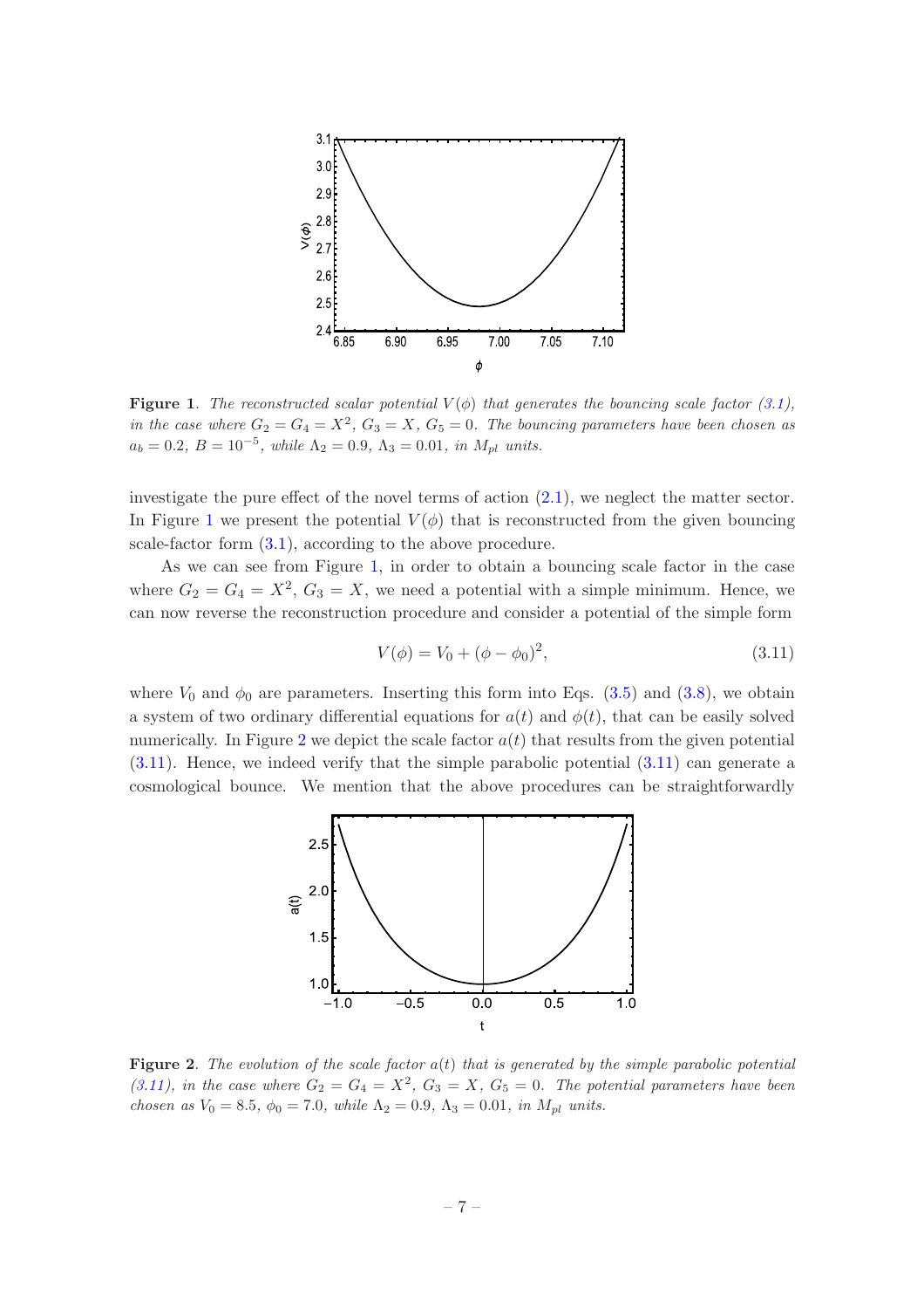V(ϕ)

3.1
3.0
2.9
2.8
2.7
2.6
2.5
2.4

6.85 6.90 6.95 7.00 7.05 7.10

ϕ

**Figure 1**. *The reconstructed scalar potential $V(\phi)$ that generates the bouncing scale factor (3.1), in the case where $G_2 = G_4 = X^2$, $G_3 = X$, $G_5 = 0$. The bouncing parameters have been chosen as $a_b = 0.2$, $B = 10^{-5}$, while $\Lambda_2 = 0.9$, $\Lambda_3 = 0.01$, in $M_{pl}$ units.*

investigate the pure effect of the novel terms of action (2.1), we neglect the matter sector. In Figure 1 we present the potential $V(\phi)$ that is reconstructed from the given bouncing scale-factor form (3.1), according to the above procedure.

As we can see from Figure 1, in order to obtain a bouncing scale factor in the case where $G_2 = G_4 = X^2$, $G_3 = X$, we need a potential with a simple minimum. Hence, we can now reverse the reconstruction procedure and consider a potential of the simple form

$$V(\phi) = V_0 + (\phi - \phi_0)^2, \tag{3.11}$$

where $V_0$ and $\phi_0$ are parameters. Inserting this form into Eqs. (3.5) and (3.8), we obtain a system of two ordinary differential equations for $a(t)$ and $\phi(t)$, that can be easily solved numerically. In Figure 2 we depict the scale factor $a(t)$ that results from the given potential (3.11). Hence, we indeed verify that the simple parabolic potential (3.11) can generate a cosmological bounce. We mention that the above procedures can be straightforwardly

a(t)

2.5
2.0
1.5
1.0

−1.0 −0.5 0.0 0.5 1.0

t

**Figure 2**. *The evolution of the scale factor $a(t)$ that is generated by the simple parabolic potential (3.11), in the case where $G_2 = G_4 = X^2$, $G_3 = X$, $G_5 = 0$. The potential parameters have been chosen as $V_0 = 8.5$, $\phi_0 = 7.0$, while $\Lambda_2 = 0.9$, $\Lambda_3 = 0.01$, in $M_{pl}$ units.*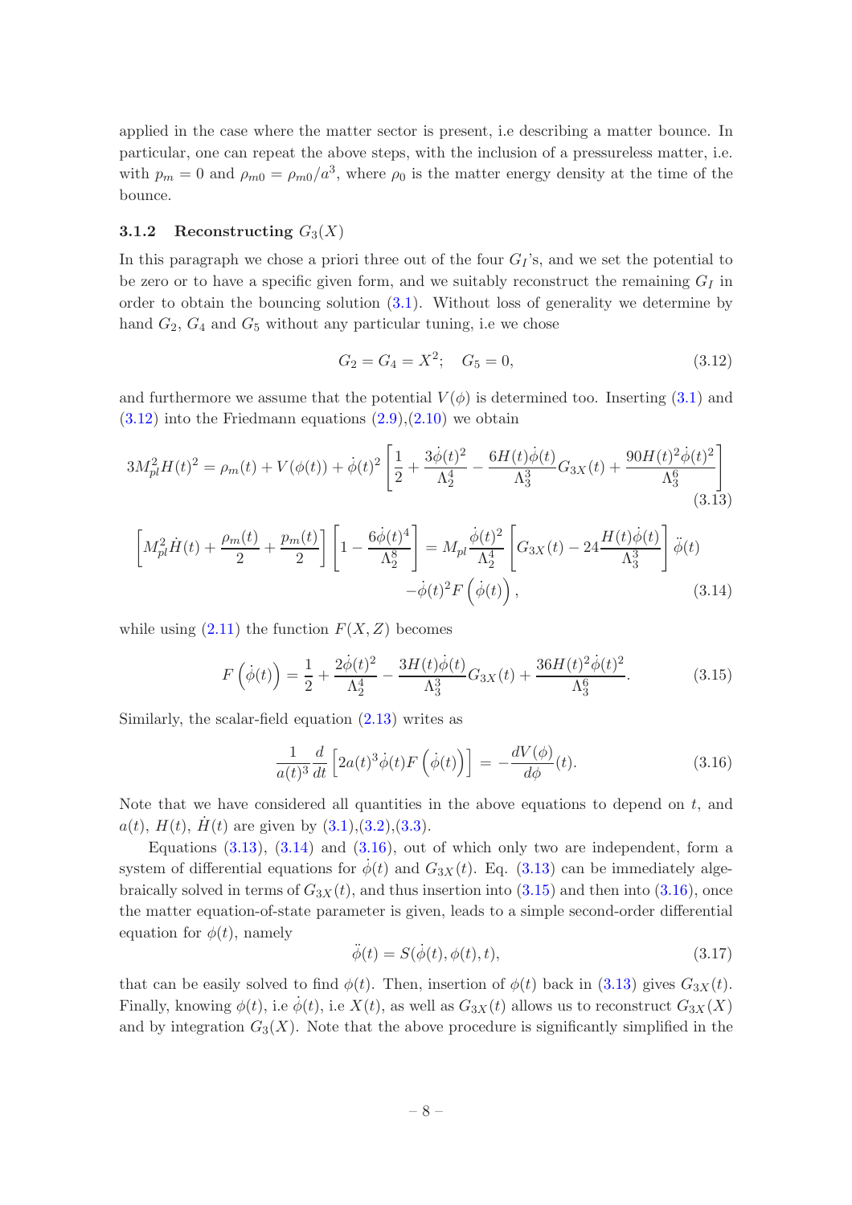applied in the case where the matter sector is present, i.e describing a matter bounce. In particular, one can repeat the above steps, with the inclusion of a pressureless matter, i.e. with $p_m = 0$ and $\rho_{m0} = \rho_{m0}/a^3$, where $\rho_0$ is the matter energy density at the time of the bounce.

### 3.1.2 Reconstructing $G_3(X)$

In this paragraph we chose a priori three out of the four $G_I$'s, and we set the potential to be zero or to have a specific given form, and we suitably reconstruct the remaining $G_I$ in order to obtain the bouncing solution (3.1). Without loss of generality we determine by hand $G_2$, $G_4$ and $G_5$ without any particular tuning, i.e we chose

$$G_2 = G_4 = X^2; \quad G_5 = 0, \tag{3.12}$$

and furthermore we assume that the potential $V(\phi)$ is determined too. Inserting (3.1) and (3.12) into the Friedmann equations (2.9),(2.10) we obtain

$$3M_{pl}^2 H(t)^2 = \rho_m(t) + V(\phi(t)) + \dot{\phi}(t)^2 \left[\frac{1}{2} + \frac{3\dot{\phi}(t)^2}{\Lambda_2^4} - \frac{6H(t)\dot{\phi}(t)}{\Lambda_3^3} G_{3X}(t) + \frac{90H(t)^2\dot{\phi}(t)^2}{\Lambda_3^6}\right] \tag{3.13}$$

$$\left[M_{pl}^2 \dot{H}(t) + \frac{\rho_m(t)}{2} + \frac{p_m(t)}{2}\right]\left[1 - \frac{6\dot{\phi}(t)^4}{\Lambda_2^8}\right] = M_{pl}\frac{\dot{\phi}(t)^2}{\Lambda_2^4}\left[G_{3X}(t) - 24\frac{H(t)\dot{\phi}(t)}{\Lambda_3^3}\right]\ddot{\phi}(t) - \dot{\phi}(t)^2 F\left(\dot{\phi}(t)\right), \tag{3.14}$$

while using (2.11) the function $F(X, Z)$ becomes

$$F\left(\dot{\phi}(t)\right) = \frac{1}{2} + \frac{2\dot{\phi}(t)^2}{\Lambda_2^4} - \frac{3H(t)\dot{\phi}(t)}{\Lambda_3^3} G_{3X}(t) + \frac{36H(t)^2\dot{\phi}(t)^2}{\Lambda_3^6}. \tag{3.15}$$

Similarly, the scalar-field equation (2.13) writes as

$$\frac{1}{a(t)^3}\frac{d}{dt}\left[2a(t)^3\dot{\phi}(t)F\left(\dot{\phi}(t)\right)\right] = -\frac{dV(\phi)}{d\phi}(t). \tag{3.16}$$

Note that we have considered all quantities in the above equations to depend on $t$, and $a(t)$, $H(t)$, $\dot{H}(t)$ are given by (3.1),(3.2),(3.3).

Equations (3.13), (3.14) and (3.16), out of which only two are independent, form a system of differential equations for $\dot{\phi}(t)$ and $G_{3X}(t)$. Eq. (3.13) can be immediately algebraically solved in terms of $G_{3X}(t)$, and thus insertion into (3.15) and then into (3.16), once the matter equation-of-state parameter is given, leads to a simple second-order differential equation for $\phi(t)$, namely

$$\ddot{\phi}(t) = S(\dot{\phi}(t), \phi(t), t), \tag{3.17}$$

that can be easily solved to find $\phi(t)$. Then, insertion of $\phi(t)$ back in (3.13) gives $G_{3X}(t)$. Finally, knowing $\phi(t)$, i.e $\dot{\phi}(t)$, i.e $X(t)$, as well as $G_{3X}(t)$ allows us to reconstruct $G_{3X}(X)$ and by integration $G_3(X)$. Note that the above procedure is significantly simplified in the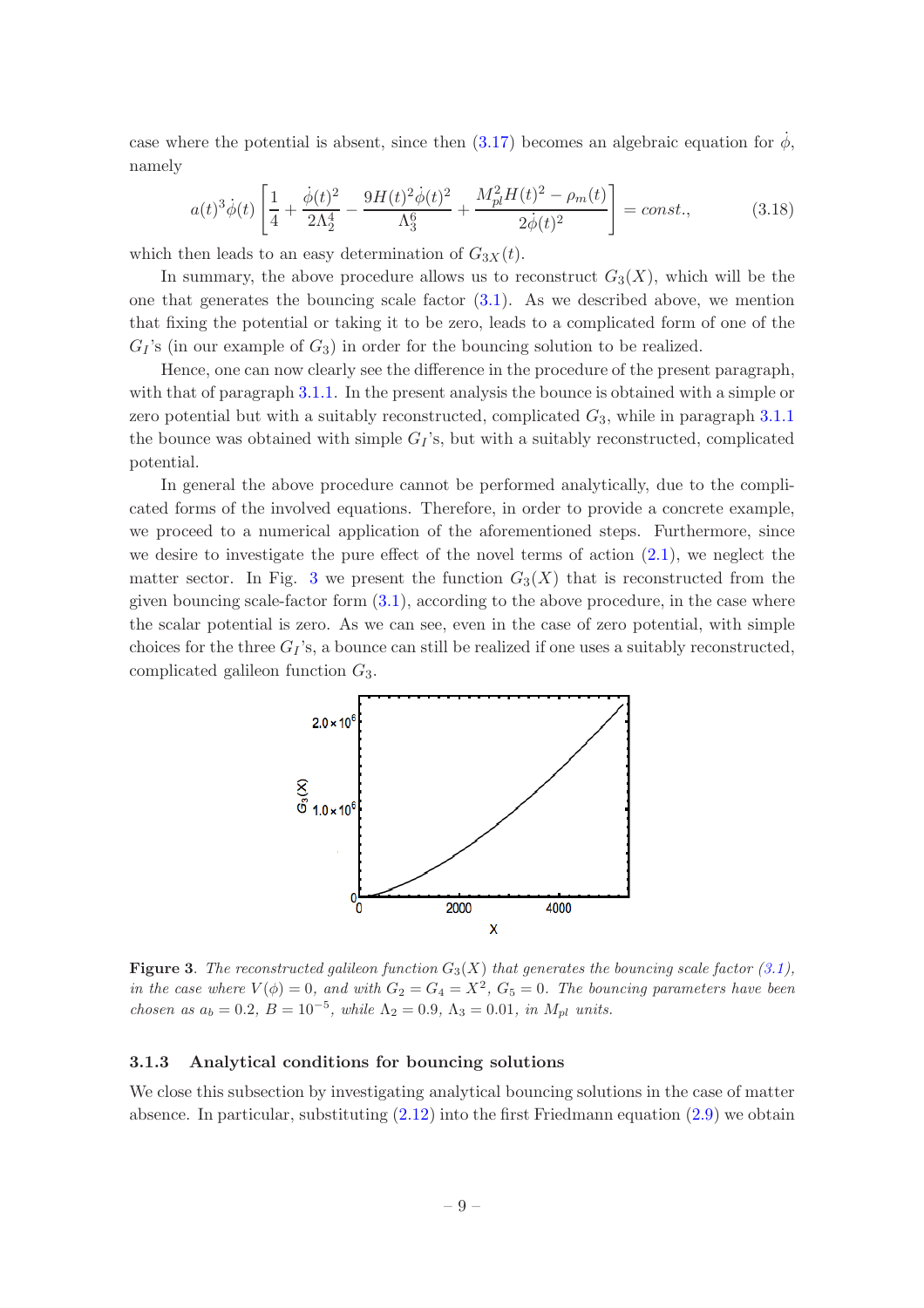case where the potential is absent, since then (3.17) becomes an algebraic equation for $\dot{\phi}$, namely

$$a(t)^3\dot{\phi}(t)\left[\frac{1}{4}+\frac{\dot{\phi}(t)^2}{2\Lambda_2^4}-\frac{9H(t)^2\dot{\phi}(t)^2}{\Lambda_3^6}+\frac{M_{pl}^2H(t)^2-\rho_m(t)}{2\dot{\phi}(t)^2}\right]=const., \tag{3.18}$$

which then leads to an easy determination of $G_{3X}(t)$.

In summary, the above procedure allows us to reconstruct $G_3(X)$, which will be the one that generates the bouncing scale factor (3.1). As we described above, we mention that fixing the potential or taking it to be zero, leads to a complicated form of one of the $G_I$'s (in our example of $G_3$) in order for the bouncing solution to be realized.

Hence, one can now clearly see the difference in the procedure of the present paragraph, with that of paragraph 3.1.1. In the present analysis the bounce is obtained with a simple or zero potential but with a suitably reconstructed, complicated $G_3$, while in paragraph 3.1.1 the bounce was obtained with simple $G_I$'s, but with a suitably reconstructed, complicated potential.

In general the above procedure cannot be performed analytically, due to the complicated forms of the involved equations. Therefore, in order to provide a concrete example, we proceed to a numerical application of the aforementioned steps. Furthermore, since we desire to investigate the pure effect of the novel terms of action (2.1), we neglect the matter sector. In Fig. 3 we present the function $G_3(X)$ that is reconstructed from the given bouncing scale-factor form (3.1), according to the above procedure, in the case where the scalar potential is zero. As we can see, even in the case of zero potential, with simple choices for the three $G_I$'s, a bounce can still be realized if one uses a suitably reconstructed, complicated galileon function $G_3$.

$2.0\times10^6$
$1.0\times10^6$
0
$G_3(X)$
0
2000
4000
X

**Figure 3**. *The reconstructed galileon function $G_3(X)$ that generates the bouncing scale factor (3.1), in the case where $V(\phi)=0$, and with $G_2=G_4=X^2$, $G_5=0$. The bouncing parameters have been chosen as $a_b=0.2$, $B=10^{-5}$, while $\Lambda_2=0.9$, $\Lambda_3=0.01$, in $M_{pl}$ units.*

### 3.1.3 Analytical conditions for bouncing solutions

We close this subsection by investigating analytical bouncing solutions in the case of matter absence. In particular, substituting (2.12) into the first Friedmann equation (2.9) we obtain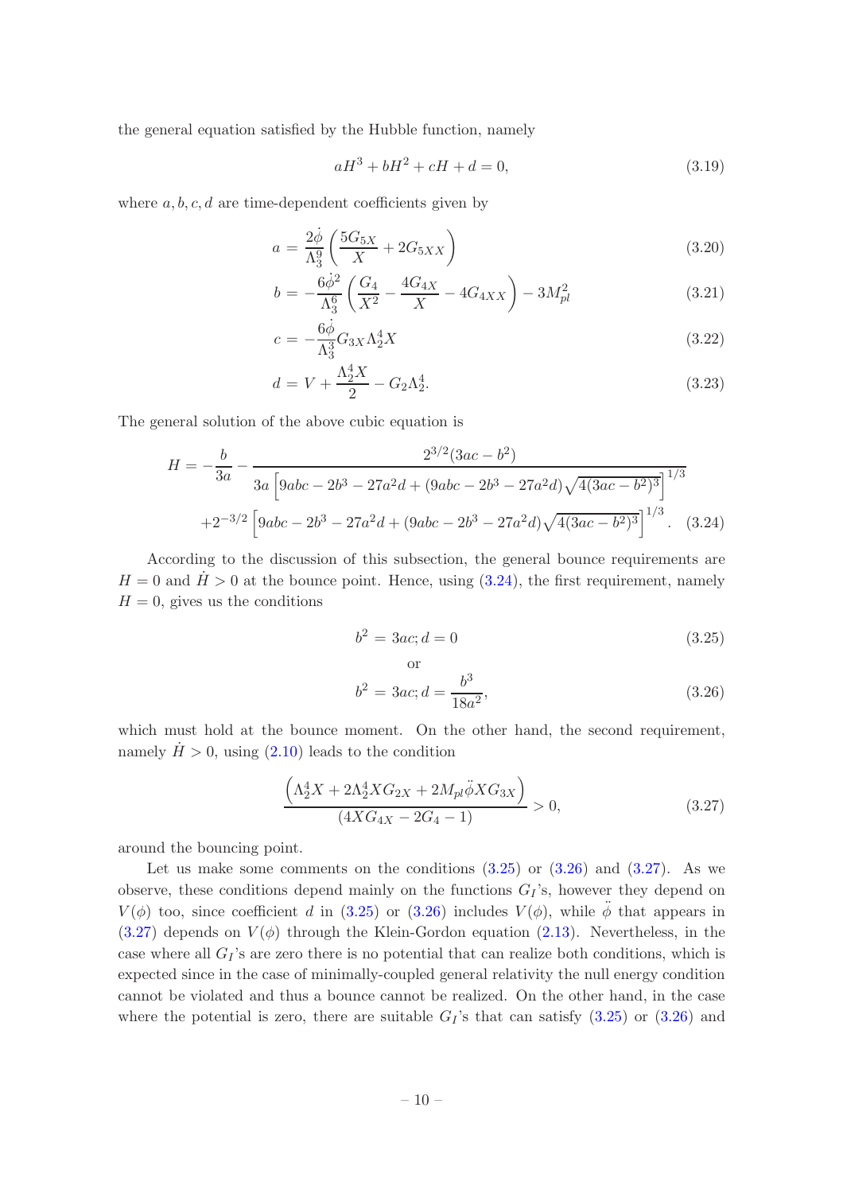the general equation satisfied by the Hubble function, namely

$$aH^3 + bH^2 + cH + d = 0, \tag{3.19}$$

where $a, b, c, d$ are time-dependent coefficients given by

$$a = \frac{2\dot{\phi}}{\Lambda_3^9}\left(\frac{5G_{5X}}{X} + 2G_{5XX}\right) \tag{3.20}$$

$$b = -\frac{6\dot{\phi}^2}{\Lambda_3^6}\left(\frac{G_4}{X^2} - \frac{4G_{4X}}{X} - 4G_{4XX}\right) - 3M_{pl}^2 \tag{3.21}$$

$$c = -\frac{6\dot{\phi}}{\Lambda_3^3}G_{3X}\Lambda_2^4 X \tag{3.22}$$

$$d = V + \frac{\Lambda_2^4 X}{2} - G_2\Lambda_2^4. \tag{3.23}$$

The general solution of the above cubic equation is

$$H = -\frac{b}{3a} - \frac{2^{3/2}(3ac - b^2)}{3a\left[9abc - 2b^3 - 27a^2d + (9abc - 2b^3 - 27a^2d)\sqrt{4(3ac - b^2)^3}\right]^{1/3}}$$
$$+ 2^{-3/2}\left[9abc - 2b^3 - 27a^2d + (9abc - 2b^3 - 27a^2d)\sqrt{4(3ac - b^2)^3}\right]^{1/3}. \tag{3.24}$$

According to the discussion of this subsection, the general bounce requirements are $H = 0$ and $\dot{H} > 0$ at the bounce point. Hence, using (3.24), the first requirement, namely $H = 0$, gives us the conditions

$$b^2 = 3ac; d = 0 \tag{3.25}$$

or

$$b^2 = 3ac; d = \frac{b^3}{18a^2}, \tag{3.26}$$

which must hold at the bounce moment. On the other hand, the second requirement, namely $\dot{H} > 0$, using (2.10) leads to the condition

$$\frac{\left(\Lambda_2^4 X + 2\Lambda_2^4 X G_{2X} + 2M_{pl}\ddot{\phi} X G_{3X}\right)}{(4XG_{4X} - 2G_4 - 1)} > 0, \tag{3.27}$$

around the bouncing point.

Let us make some comments on the conditions (3.25) or (3.26) and (3.27). As we observe, these conditions depend mainly on the functions $G_I$'s, however they depend on $V(\phi)$ too, since coefficient $d$ in (3.25) or (3.26) includes $V(\phi)$, while $\ddot{\phi}$ that appears in (3.27) depends on $V(\phi)$ through the Klein-Gordon equation (2.13). Nevertheless, in the case where all $G_I$'s are zero there is no potential that can realize both conditions, which is expected since in the case of minimally-coupled general relativity the null energy condition cannot be violated and thus a bounce cannot be realized. On the other hand, in the case where the potential is zero, there are suitable $G_I$'s that can satisfy (3.25) or (3.26) and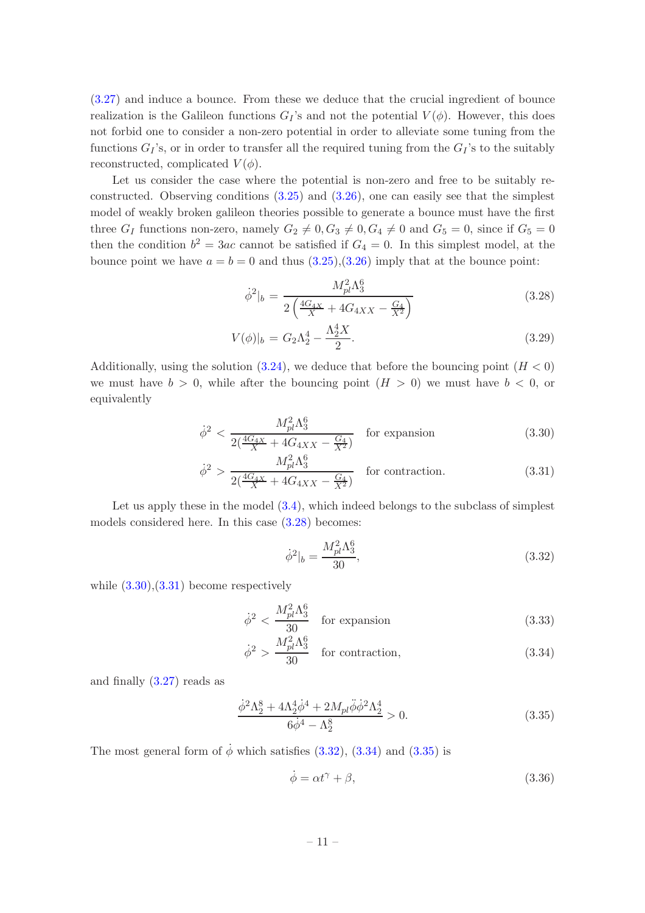(3.27) and induce a bounce. From these we deduce that the crucial ingredient of bounce realization is the Galileon functions $G_I$'s and not the potential $V(\phi)$. However, this does not forbid one to consider a non-zero potential in order to alleviate some tuning from the functions $G_I$'s, or in order to transfer all the required tuning from the $G_I$'s to the suitably reconstructed, complicated $V(\phi)$.

Let us consider the case where the potential is non-zero and free to be suitably reconstructed. Observing conditions (3.25) and (3.26), one can easily see that the simplest model of weakly broken galileon theories possible to generate a bounce must have the first three $G_I$ functions non-zero, namely $G_2 \neq 0, G_3 \neq 0, G_4 \neq 0$ and $G_5 = 0$, since if $G_5 = 0$ then the condition $b^2 = 3ac$ cannot be satisfied if $G_4 = 0$. In this simplest model, at the bounce point we have $a = b = 0$ and thus (3.25),(3.26) imply that at the bounce point:

$$\dot{\phi}^2|_b = \frac{M_{pl}^2 \Lambda_3^6}{2\left(\frac{4G_{4X}}{X} + 4G_{4XX} - \frac{G_4}{X^2}\right)} \tag{3.28}$$

$$V(\phi)|_b = G_2 \Lambda_2^4 - \frac{\Lambda_2^4 X}{2}. \tag{3.29}$$

Additionally, using the solution (3.24), we deduce that before the bouncing point ($H < 0$) we must have $b > 0$, while after the bouncing point ($H > 0$) we must have $b < 0$, or equivalently

$$\dot{\phi}^2 < \frac{M_{pl}^2 \Lambda_3^6}{2(\frac{4G_{4X}}{X} + 4G_{4XX} - \frac{G_4}{X^2})} \quad \text{for expansion} \tag{3.30}$$

$$\dot{\phi}^2 > \frac{M_{pl}^2 \Lambda_3^6}{2(\frac{4G_{4X}}{X} + 4G_{4XX} - \frac{G_4}{X^2})} \quad \text{for contraction.} \tag{3.31}$$

Let us apply these in the model (3.4), which indeed belongs to the subclass of simplest models considered here. In this case (3.28) becomes:

$$\dot{\phi}^2|_b = \frac{M_{pl}^2 \Lambda_3^6}{30}, \tag{3.32}$$

while (3.30),(3.31) become respectively

$$\dot{\phi}^2 < \frac{M_{pl}^2 \Lambda_3^6}{30} \quad \text{for expansion} \tag{3.33}$$

$$\dot{\phi}^2 > \frac{M_{pl}^2 \Lambda_3^6}{30} \quad \text{for contraction,} \tag{3.34}$$

and finally (3.27) reads as

$$\frac{\dot{\phi}^2 \Lambda_2^8 + 4\Lambda_2^4 \dot{\phi}^4 + 2M_{pl} \ddot{\phi} \dot{\phi}^2 \Lambda_2^4}{6\dot{\phi}^4 - \Lambda_2^8} > 0. \tag{3.35}$$

The most general form of $\dot{\phi}$ which satisfies (3.32), (3.34) and (3.35) is

$$\dot{\phi} = \alpha t^{\gamma} + \beta, \tag{3.36}$$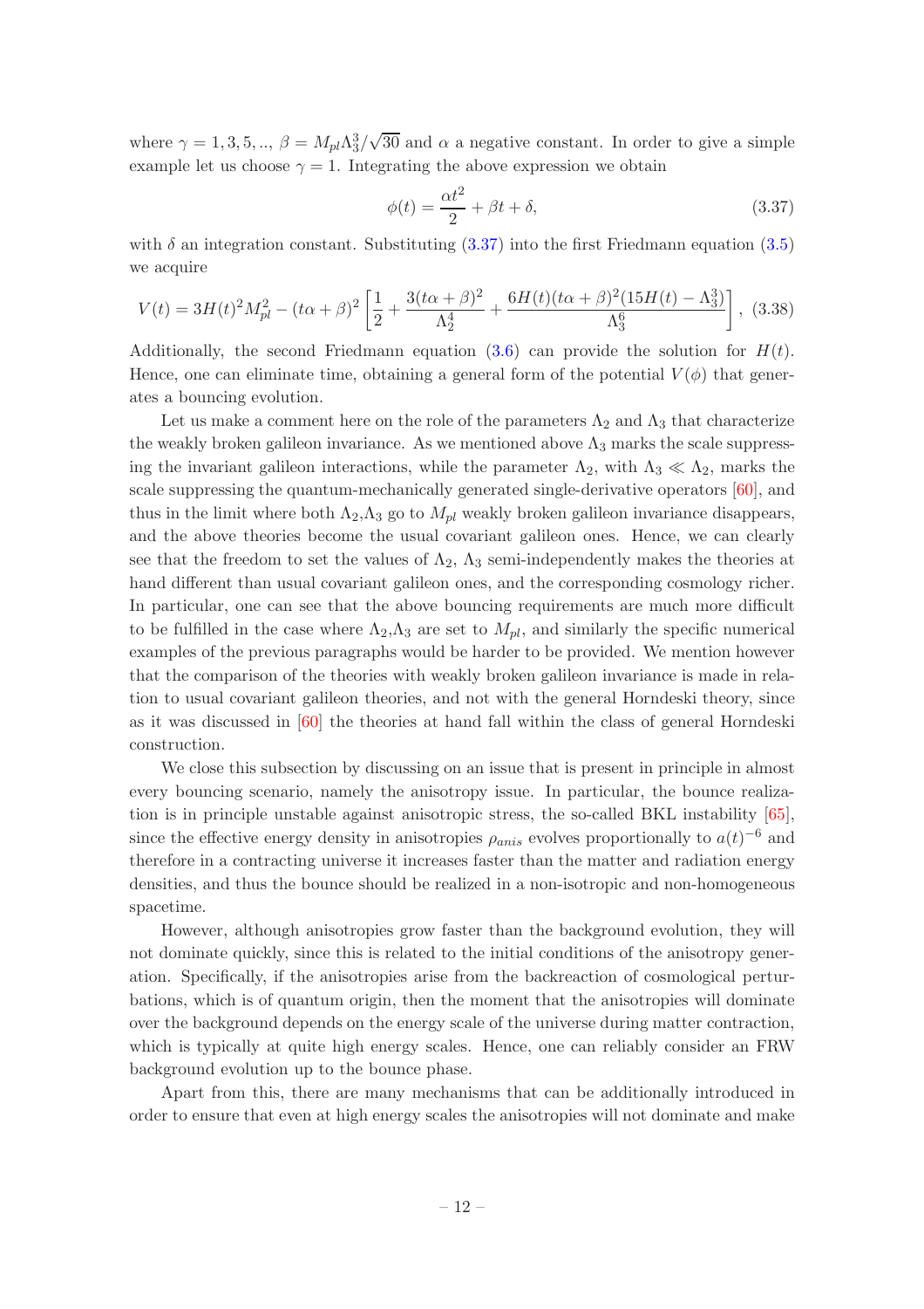where $\gamma = 1, 3, 5, .., \beta = M_{pl}\Lambda_3^3/\sqrt{30}$ and $\alpha$ a negative constant. In order to give a simple example let us choose $\gamma = 1$. Integrating the above expression we obtain

$$\phi(t) = \frac{\alpha t^2}{2} + \beta t + \delta, \tag{3.37}$$

with $\delta$ an integration constant. Substituting (3.37) into the first Friedmann equation (3.5) we acquire

$$V(t) = 3H(t)^2 M_{pl}^2 - (t\alpha + \beta)^2 \left[ \frac{1}{2} + \frac{3(t\alpha + \beta)^2}{\Lambda_2^4} + \frac{6H(t)(t\alpha + \beta)^2(15H(t) - \Lambda_3^3)}{\Lambda_3^6} \right], \tag{3.38}$$

Additionally, the second Friedmann equation (3.6) can provide the solution for $H(t)$. Hence, one can eliminate time, obtaining a general form of the potential $V(\phi)$ that generates a bouncing evolution.

Let us make a comment here on the role of the parameters $\Lambda_2$ and $\Lambda_3$ that characterize the weakly broken galileon invariance. As we mentioned above $\Lambda_3$ marks the scale suppressing the invariant galileon interactions, while the parameter $\Lambda_2$, with $\Lambda_3 \ll \Lambda_2$, marks the scale suppressing the quantum-mechanically generated single-derivative operators [60], and thus in the limit where both $\Lambda_2$,$\Lambda_3$ go to $M_{pl}$ weakly broken galileon invariance disappears, and the above theories become the usual covariant galileon ones. Hence, we can clearly see that the freedom to set the values of $\Lambda_2$, $\Lambda_3$ semi-independently makes the theories at hand different than usual covariant galileon ones, and the corresponding cosmology richer. In particular, one can see that the above bouncing requirements are much more difficult to be fulfilled in the case where $\Lambda_2$,$\Lambda_3$ are set to $M_{pl}$, and similarly the specific numerical examples of the previous paragraphs would be harder to be provided. We mention however that the comparison of the theories with weakly broken galileon invariance is made in relation to usual covariant galileon theories, and not with the general Horndeski theory, since as it was discussed in [60] the theories at hand fall within the class of general Horndeski construction.

We close this subsection by discussing on an issue that is present in principle in almost every bouncing scenario, namely the anisotropy issue. In particular, the bounce realization is in principle unstable against anisotropic stress, the so-called BKL instability [65], since the effective energy density in anisotropies $\rho_{anis}$ evolves proportionally to $a(t)^{-6}$ and therefore in a contracting universe it increases faster than the matter and radiation energy densities, and thus the bounce should be realized in a non-isotropic and non-homogeneous spacetime.

However, although anisotropies grow faster than the background evolution, they will not dominate quickly, since this is related to the initial conditions of the anisotropy generation. Specifically, if the anisotropies arise from the backreaction of cosmological perturbations, which is of quantum origin, then the moment that the anisotropies will dominate over the background depends on the energy scale of the universe during matter contraction, which is typically at quite high energy scales. Hence, one can reliably consider an FRW background evolution up to the bounce phase.

Apart from this, there are many mechanisms that can be additionally introduced in order to ensure that even at high energy scales the anisotropies will not dominate and make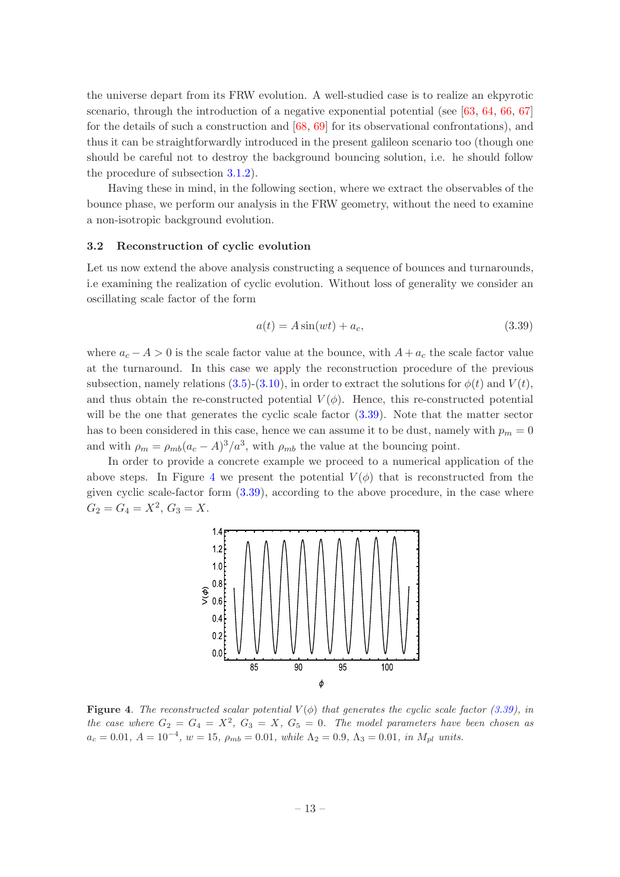the universe depart from its FRW evolution. A well-studied case is to realize an ekpyrotic scenario, through the introduction of a negative exponential potential (see [63, 64, 66, 67] for the details of such a construction and [68, 69] for its observational confrontations), and thus it can be straightforwardly introduced in the present galileon scenario too (though one should be careful not to destroy the background bouncing solution, i.e. he should follow the procedure of subsection 3.1.2).

Having these in mind, in the following section, where we extract the observables of the bounce phase, we perform our analysis in the FRW geometry, without the need to examine a non-isotropic background evolution.

### 3.2 Reconstruction of cyclic evolution

Let us now extend the above analysis constructing a sequence of bounces and turnarounds, i.e examining the realization of cyclic evolution. Without loss of generality we consider an oscillating scale factor of the form

$$a(t) = A\sin(wt) + a_c, \tag{3.39}$$

where $a_c - A > 0$ is the scale factor value at the bounce, with $A + a_c$ the scale factor value at the turnaround. In this case we apply the reconstruction procedure of the previous subsection, namely relations (3.5)-(3.10), in order to extract the solutions for $\phi(t)$ and $V(t)$, and thus obtain the re-constructed potential $V(\phi)$. Hence, this re-constructed potential will be the one that generates the cyclic scale factor (3.39). Note that the matter sector has to been considered in this case, hence we can assume it to be dust, namely with $p_m = 0$ and with $\rho_m = \rho_{mb}(a_c - A)^3/a^3$, with $\rho_{mb}$ the value at the bouncing point.

In order to provide a concrete example we proceed to a numerical application of the above steps. In Figure 4 we present the potential $V(\phi)$ that is reconstructed from the given cyclic scale-factor form (3.39), according to the above procedure, in the case where $G_2 = G_4 = X^2$, $G_3 = X$.

V(ϕ)
1.4
1.2
1.0
0.8
0.6
0.4
0.2
0.0
85
90
95
100
ϕ

**Figure 4**. *The reconstructed scalar potential $V(\phi)$ that generates the cyclic scale factor (3.39), in the case where $G_2 = G_4 = X^2$, $G_3 = X$, $G_5 = 0$. The model parameters have been chosen as $a_c = 0.01$, $A = 10^{-4}$, $w = 15$, $\rho_{mb} = 0.01$, while $\Lambda_2 = 0.9$, $\Lambda_3 = 0.01$, in $M_{pl}$ units.*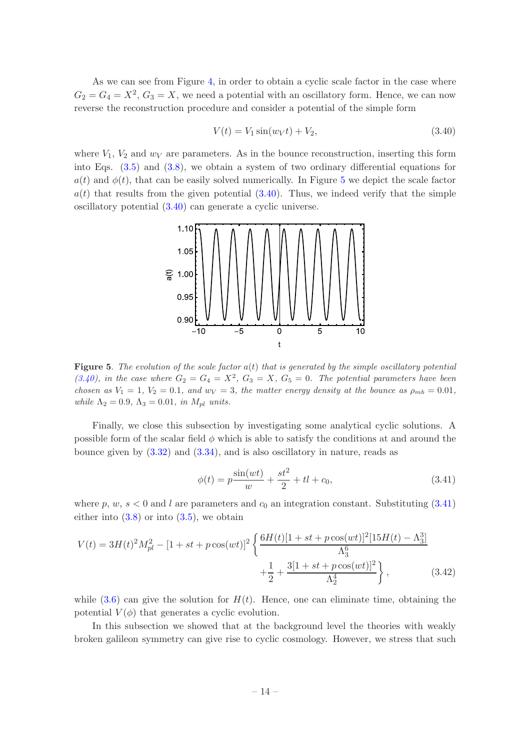As we can see from Figure 4, in order to obtain a cyclic scale factor in the case where $G_2 = G_4 = X^2$, $G_3 = X$, we need a potential with an oscillatory form. Hence, we can now reverse the reconstruction procedure and consider a potential of the simple form

$$V(t) = V_1 \sin(w_V t) + V_2, \tag{3.40}$$

where $V_1$, $V_2$ and $w_V$ are parameters. As in the bounce reconstruction, inserting this form into Eqs. (3.5) and (3.8), we obtain a system of two ordinary differential equations for $a(t)$ and $\phi(t)$, that can be easily solved numerically. In Figure 5 we depict the scale factor $a(t)$ that results from the given potential (3.40). Thus, we indeed verify that the simple oscillatory potential (3.40) can generate a cyclic universe.

1.10
1.05
1.00
0.95
0.90
a(t)
−10
−5
0
5
10
t

**Figure 5**. *The evolution of the scale factor $a(t)$ that is generated by the simple oscillatory potential (3.40), in the case where $G_2 = G_4 = X^2$, $G_3 = X$, $G_5 = 0$. The potential parameters have been chosen as $V_1 = 1$, $V_2 = 0.1$, and $w_V = 3$, the matter energy density at the bounce as $\rho_{mb} = 0.01$, while $\Lambda_2 = 0.9$, $\Lambda_3 = 0.01$, in $M_{pl}$ units.*

Finally, we close this subsection by investigating some analytical cyclic solutions. A possible form of the scalar field $\phi$ which is able to satisfy the conditions at and around the bounce given by (3.32) and (3.34), and is also oscillatory in nature, reads as

$$\phi(t) = p\frac{\sin(wt)}{w} + \frac{st^2}{2} + tl + c_0, \tag{3.41}$$

where $p$, $w$, $s < 0$ and $l$ are parameters and $c_0$ an integration constant. Substituting (3.41) either into (3.8) or into (3.5), we obtain

$$V(t) = 3H(t)^2 M_{pl}^2 - [1 + st + p\cos(wt)]^2 \left\{ \frac{6H(t)[1 + st + p\cos(wt)]^2[15H(t) - \Lambda_3^3]}{\Lambda_3^6} + \frac{1}{2} + \frac{3[1 + st + p\cos(wt)]^2}{\Lambda_2^4} \right\}, \tag{3.42}$$

while (3.6) can give the solution for $H(t)$. Hence, one can eliminate time, obtaining the potential $V(\phi)$ that generates a cyclic evolution.

In this subsection we showed that at the background level the theories with weakly broken galileon symmetry can give rise to cyclic cosmology. However, we stress that such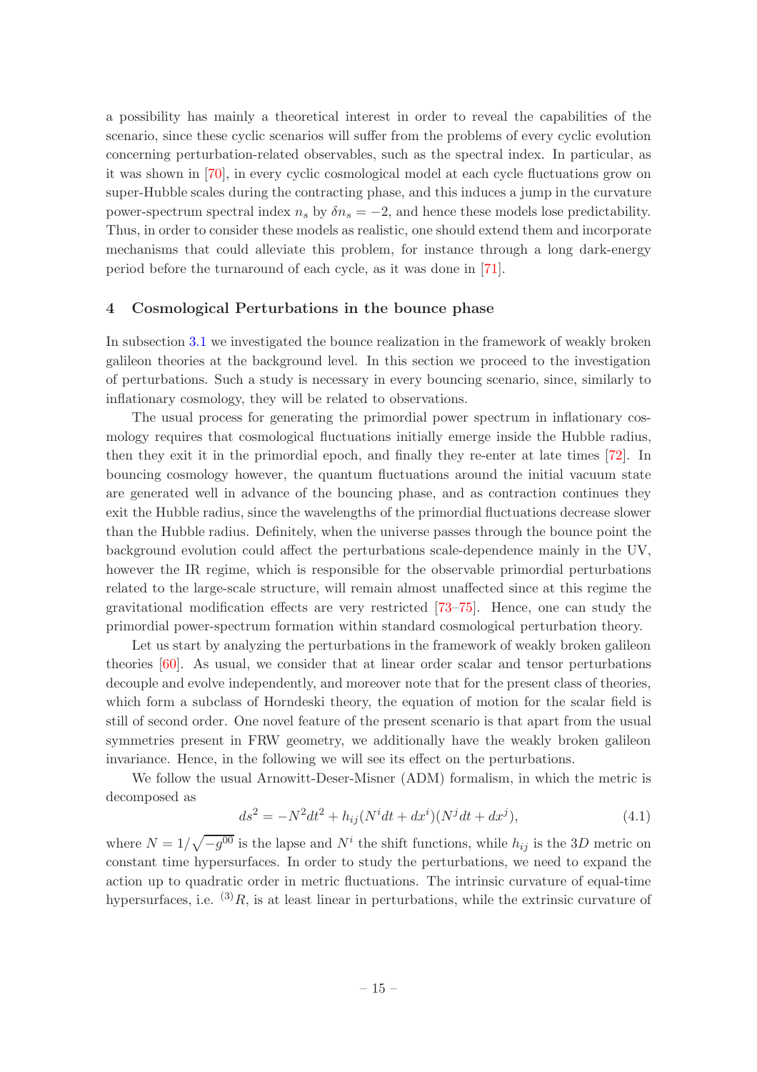a possibility has mainly a theoretical interest in order to reveal the capabilities of the scenario, since these cyclic scenarios will suffer from the problems of every cyclic evolution concerning perturbation-related observables, such as the spectral index. In particular, as it was shown in [70], in every cyclic cosmological model at each cycle fluctuations grow on super-Hubble scales during the contracting phase, and this induces a jump in the curvature power-spectrum spectral index $n_s$ by $\delta n_s = -2$, and hence these models lose predictability. Thus, in order to consider these models as realistic, one should extend them and incorporate mechanisms that could alleviate this problem, for instance through a long dark-energy period before the turnaround of each cycle, as it was done in [71].

## 4 Cosmological Perturbations in the bounce phase

In subsection 3.1 we investigated the bounce realization in the framework of weakly broken galileon theories at the background level. In this section we proceed to the investigation of perturbations. Such a study is necessary in every bouncing scenario, since, similarly to inflationary cosmology, they will be related to observations.

The usual process for generating the primordial power spectrum in inflationary cosmology requires that cosmological fluctuations initially emerge inside the Hubble radius, then they exit it in the primordial epoch, and finally they re-enter at late times [72]. In bouncing cosmology however, the quantum fluctuations around the initial vacuum state are generated well in advance of the bouncing phase, and as contraction continues they exit the Hubble radius, since the wavelengths of the primordial fluctuations decrease slower than the Hubble radius. Definitely, when the universe passes through the bounce point the background evolution could affect the perturbations scale-dependence mainly in the UV, however the IR regime, which is responsible for the observable primordial perturbations related to the large-scale structure, will remain almost unaffected since at this regime the gravitational modification effects are very restricted [73–75]. Hence, one can study the primordial power-spectrum formation within standard cosmological perturbation theory.

Let us start by analyzing the perturbations in the framework of weakly broken galileon theories [60]. As usual, we consider that at linear order scalar and tensor perturbations decouple and evolve independently, and moreover note that for the present class of theories, which form a subclass of Horndeski theory, the equation of motion for the scalar field is still of second order. One novel feature of the present scenario is that apart from the usual symmetries present in FRW geometry, we additionally have the weakly broken galileon invariance. Hence, in the following we will see its effect on the perturbations.

We follow the usual Arnowitt-Deser-Misner (ADM) formalism, in which the metric is decomposed as

$$ds^2 = -N^2 dt^2 + h_{ij}(N^i dt + dx^i)(N^j dt + dx^j), \tag{4.1}$$

where $N = 1/\sqrt{-g^{00}}$ is the lapse and $N^i$ the shift functions, while $h_{ij}$ is the $3D$ metric on constant time hypersurfaces. In order to study the perturbations, we need to expand the action up to quadratic order in metric fluctuations. The intrinsic curvature of equal-time hypersurfaces, i.e. ${}^{(3)}R$, is at least linear in perturbations, while the extrinsic curvature of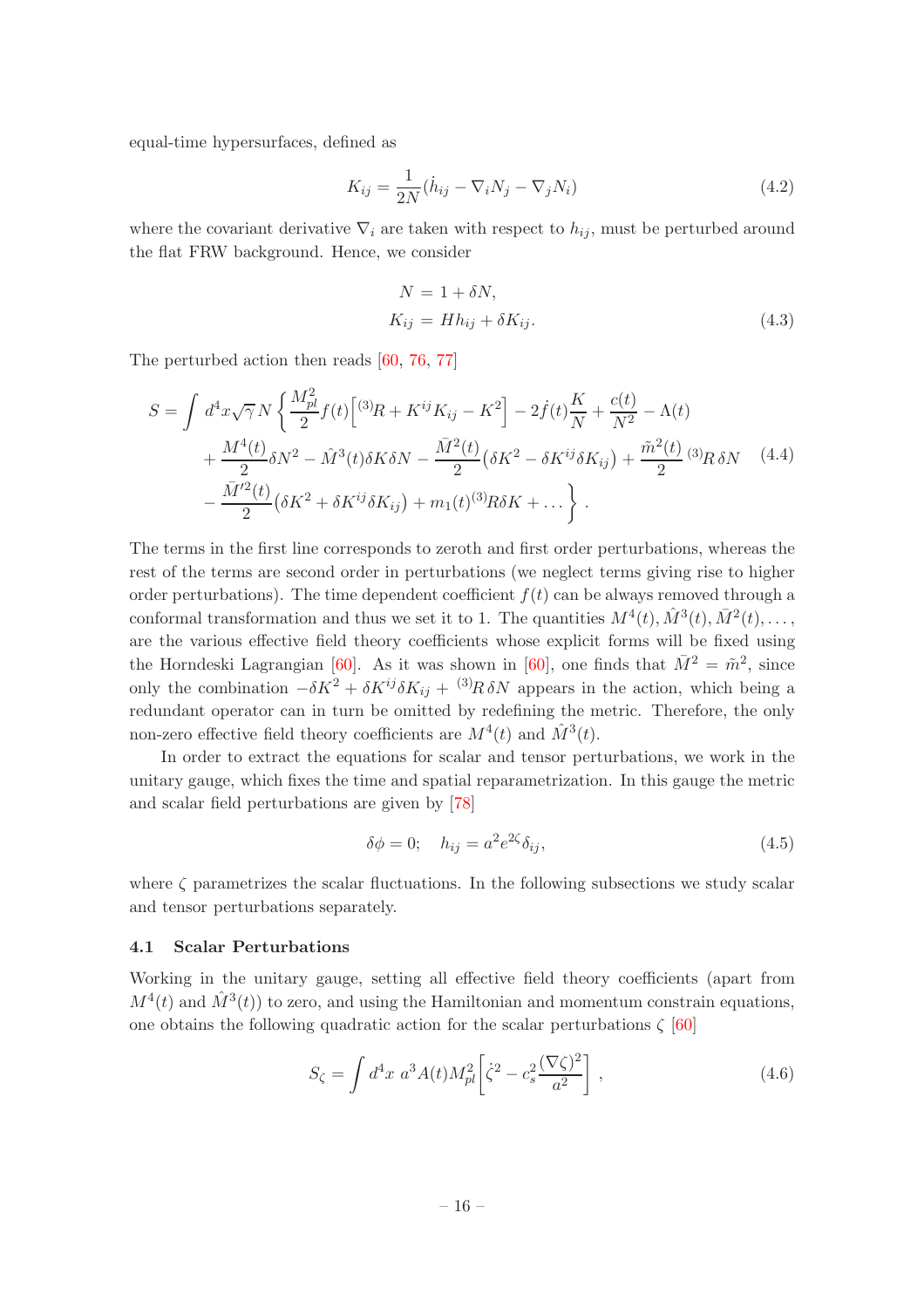equal-time hypersurfaces, defined as

$$K_{ij} = \frac{1}{2N}(\dot{h}_{ij} - \nabla_i N_j - \nabla_j N_i) \tag{4.2}$$

where the covariant derivative $\nabla_i$ are taken with respect to $h_{ij}$, must be perturbed around the flat FRW background. Hence, we consider

$$\begin{aligned} N &= 1 + \delta N, \\ K_{ij} &= H h_{ij} + \delta K_{ij}. \end{aligned} \tag{4.3}$$

The perturbed action then reads [60, 76, 77]

$$\begin{aligned} S = \int d^4x \sqrt{\gamma}\, N \Bigg\{ &\frac{M_{pl}^2}{2} f(t) \Big[ {}^{(3)}R + K^{ij}K_{ij} - K^2 \Big] - 2\dot{f}(t)\frac{K}{N} + \frac{c(t)}{N^2} - \Lambda(t) \\ &+ \frac{M^4(t)}{2}\delta N^2 - \hat{M}^3(t)\delta K \delta N - \frac{\bar{M}^2(t)}{2}\big(\delta K^2 - \delta K^{ij}\delta K_{ij}\big) + \frac{\tilde{m}^2(t)}{2}\, {}^{(3)}R\, \delta N \\ &- \frac{\bar{M}'^2(t)}{2}\big(\delta K^2 + \delta K^{ij}\delta K_{ij}\big) + m_1(t)^{(3)}R \delta K + \dots \Bigg\} \,. \end{aligned} \tag{4.4}$$

The terms in the first line corresponds to zeroth and first order perturbations, whereas the rest of the terms are second order in perturbations (we neglect terms giving rise to higher order perturbations). The time dependent coefficient $f(t)$ can be always removed through a conformal transformation and thus we set it to 1. The quantities $M^4(t), \hat{M}^3(t), \bar{M}^2(t), \dots,$ are the various effective field theory coefficients whose explicit forms will be fixed using the Horndeski Lagrangian [60]. As it was shown in [60], one finds that $\bar{M}^2 = \tilde{m}^2$, since only the combination $-\delta K^2 + \delta K^{ij}\delta K_{ij} + {}^{(3)}R\, \delta N$ appears in the action, which being a redundant operator can in turn be omitted by redefining the metric. Therefore, the only non-zero effective field theory coefficients are $M^4(t)$ and $\hat{M}^3(t)$.

In order to extract the equations for scalar and tensor perturbations, we work in the unitary gauge, which fixes the time and spatial reparametrization. In this gauge the metric and scalar field perturbations are given by [78]

$$\delta\phi = 0; \quad h_{ij} = a^2 e^{2\zeta}\delta_{ij}, \tag{4.5}$$

where $\zeta$ parametrizes the scalar fluctuations. In the following subsections we study scalar and tensor perturbations separately.

### 4.1 Scalar Perturbations

Working in the unitary gauge, setting all effective field theory coefficients (apart from $M^4(t)$ and $\hat{M}^3(t)$) to zero, and using the Hamiltonian and momentum constrain equations, one obtains the following quadratic action for the scalar perturbations $\zeta$ [60]

$$S_\zeta = \int d^4x\; a^3 A(t) M_{pl}^2 \Big[ \dot{\zeta}^2 - c_s^2 \frac{(\nabla\zeta)^2}{a^2} \Big] \,, \tag{4.6}$$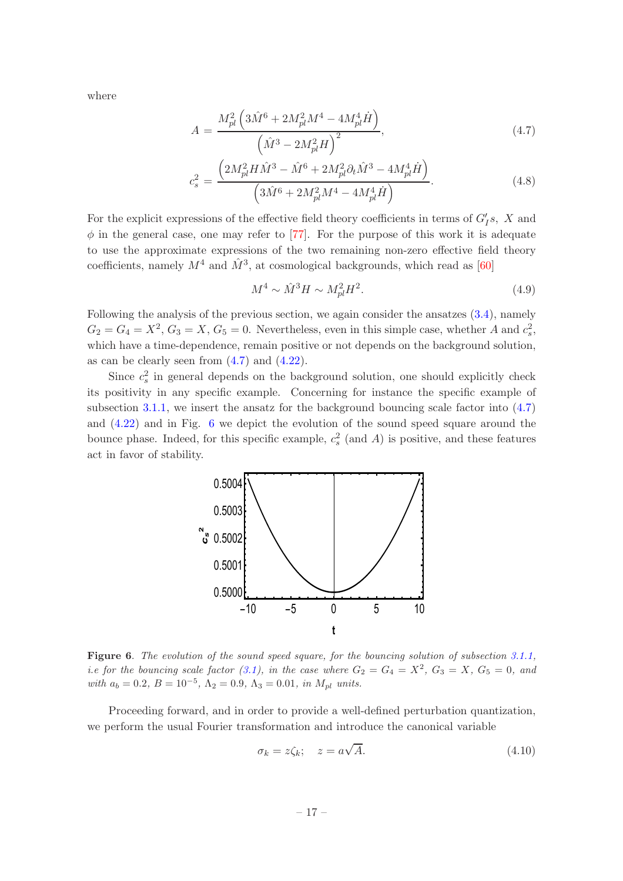where

$$A = \frac{M_{pl}^2\left(3\hat{M}^6 + 2M_{pl}^2 M^4 - 4M_{pl}^4\dot{H}\right)}{\left(\hat{M}^3 - 2M_{pl}^2 H\right)^2}, \tag{4.7}$$

$$c_s^2 = \frac{\left(2M_{pl}^2 H\hat{M}^3 - \hat{M}^6 + 2M_{pl}^2\partial_t\hat{M}^3 - 4M_{pl}^4\dot{H}\right)}{\left(3\hat{M}^6 + 2M_{pl}^2 M^4 - 4M_{pl}^4\dot{H}\right)}. \tag{4.8}$$

For the explicit expressions of the effective field theory coefficients in terms of $G_I'$s, $X$ and $\phi$ in the general case, one may refer to [77]. For the purpose of this work it is adequate to use the approximate expressions of the two remaining non-zero effective field theory coefficients, namely $M^4$ and $\hat{M}^3$, at cosmological backgrounds, which read as [60]

$$M^4 \sim \hat{M}^3 H \sim M_{pl}^2 H^2. \tag{4.9}$$

Following the analysis of the previous section, we again consider the ansatzes (3.4), namely $G_2 = G_4 = X^2$, $G_3 = X$, $G_5 = 0$. Nevertheless, even in this simple case, whether $A$ and $c_s^2$, which have a time-dependence, remain positive or not depends on the background solution, as can be clearly seen from (4.7) and (4.22).

Since $c_s^2$ in general depends on the background solution, one should explicitly check its positivity in any specific example. Concerning for instance the specific example of subsection 3.1.1, we insert the ansatz for the background bouncing scale factor into (4.7) and (4.22) and in Fig. 6 we depict the evolution of the sound speed square around the bounce phase. Indeed, for this specific example, $c_s^2$ (and $A$) is positive, and these features act in favor of stability.

0.5004
0.5003
0.5002
0.5001
0.5000
$c_s^2$
−10 −5 0 5 10
t

**Figure 6**. *The evolution of the sound speed square, for the bouncing solution of subsection 3.1.1, i.e for the bouncing scale factor (3.1), in the case where $G_2 = G_4 = X^2$, $G_3 = X$, $G_5 = 0$, and with $a_b = 0.2$, $B = 10^{-5}$, $\Lambda_2 = 0.9$, $\Lambda_3 = 0.01$, in $M_{pl}$ units.*

Proceeding forward, and in order to provide a well-defined perturbation quantization, we perform the usual Fourier transformation and introduce the canonical variable

$$\sigma_k = z\zeta_k; \quad z = a\sqrt{A}. \tag{4.10}$$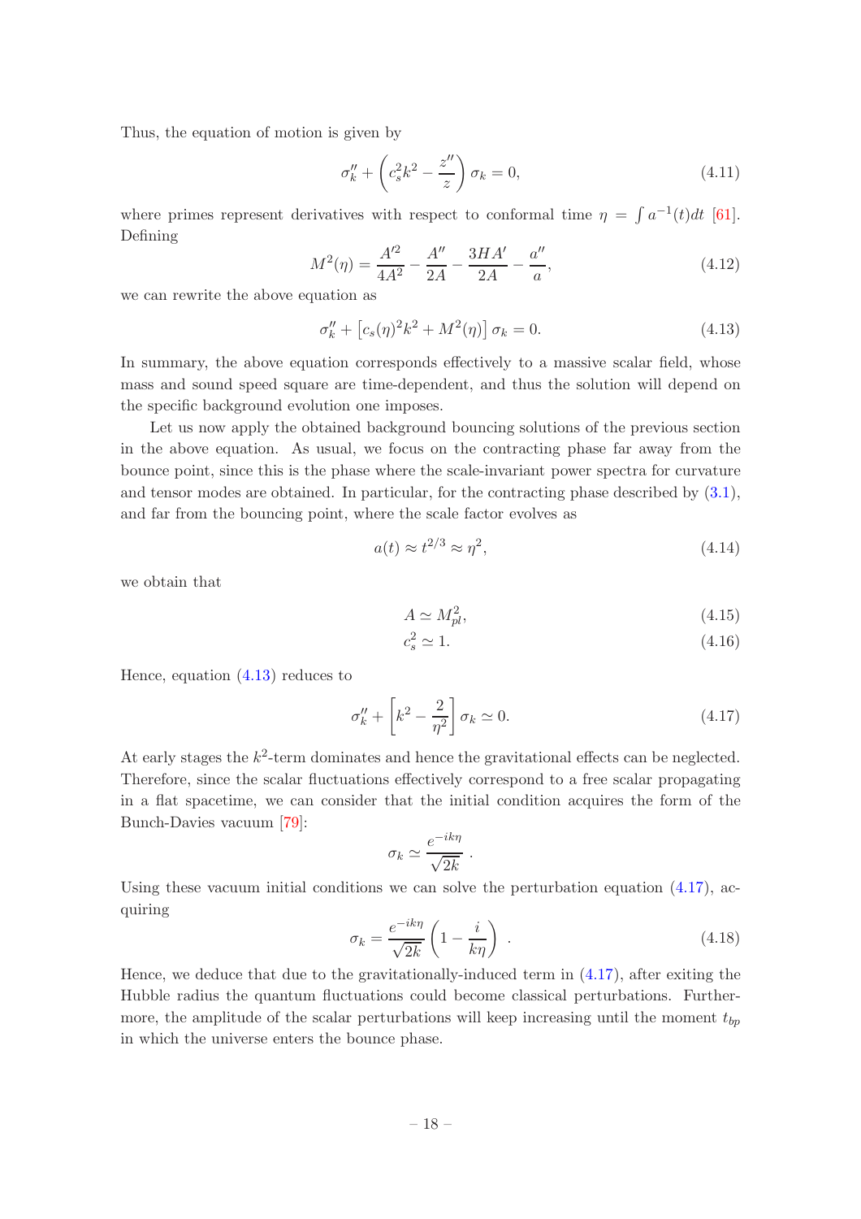Thus, the equation of motion is given by

$$\sigma_k'' + \left( c_s^2 k^2 - \frac{z''}{z} \right) \sigma_k = 0, \tag{4.11}$$

where primes represent derivatives with respect to conformal time $\eta = \int a^{-1}(t)dt$ [61]. Defining

$$M^2(\eta) = \frac{A'^2}{4A^2} - \frac{A''}{2A} - \frac{3HA'}{2A} - \frac{a''}{a}, \tag{4.12}$$

we can rewrite the above equation as

$$\sigma_k'' + \left[ c_s(\eta)^2 k^2 + M^2(\eta) \right] \sigma_k = 0. \tag{4.13}$$

In summary, the above equation corresponds effectively to a massive scalar field, whose mass and sound speed square are time-dependent, and thus the solution will depend on the specific background evolution one imposes.

Let us now apply the obtained background bouncing solutions of the previous section in the above equation. As usual, we focus on the contracting phase far away from the bounce point, since this is the phase where the scale-invariant power spectra for curvature and tensor modes are obtained. In particular, for the contracting phase described by (3.1), and far from the bouncing point, where the scale factor evolves as

$$a(t) \approx t^{2/3} \approx \eta^2, \tag{4.14}$$

we obtain that

$$A \simeq M_{pl}^2, \tag{4.15}$$

$$c_s^2 \simeq 1. \tag{4.16}$$

Hence, equation (4.13) reduces to

$$\sigma_k'' + \left[ k^2 - \frac{2}{\eta^2} \right] \sigma_k \simeq 0. \tag{4.17}$$

At early stages the $k^2$-term dominates and hence the gravitational effects can be neglected. Therefore, since the scalar fluctuations effectively correspond to a free scalar propagating in a flat spacetime, we can consider that the initial condition acquires the form of the Bunch-Davies vacuum [79]:

$$\sigma_k \simeq \frac{e^{-ik\eta}}{\sqrt{2k}} \, .$$

Using these vacuum initial conditions we can solve the perturbation equation (4.17), acquiring

$$\sigma_k = \frac{e^{-ik\eta}}{\sqrt{2k}} \left( 1 - \frac{i}{k\eta} \right) \, . \tag{4.18}$$

Hence, we deduce that due to the gravitationally-induced term in (4.17), after exiting the Hubble radius the quantum fluctuations could become classical perturbations. Furthermore, the amplitude of the scalar perturbations will keep increasing until the moment $t_{bp}$ in which the universe enters the bounce phase.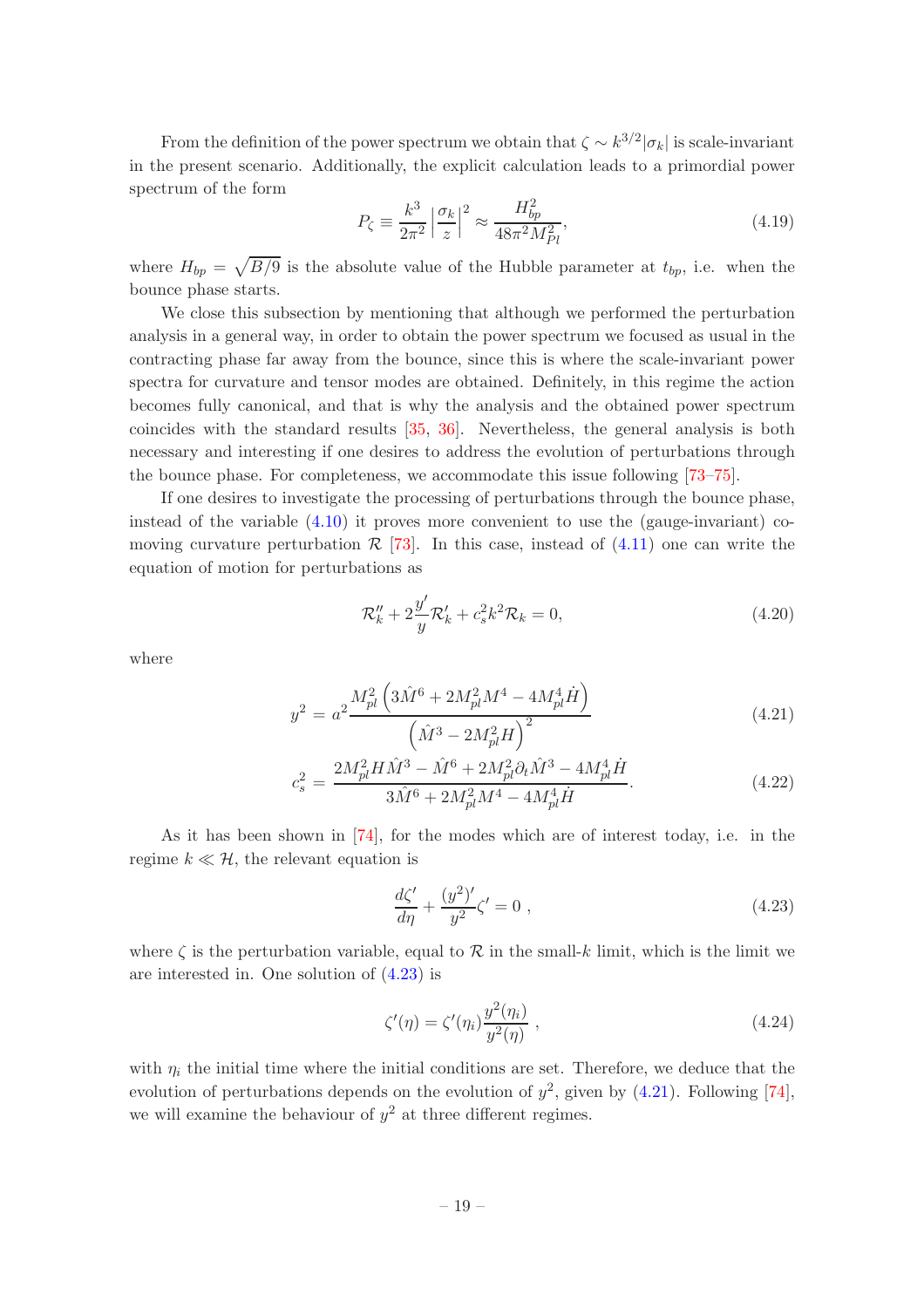From the definition of the power spectrum we obtain that $\zeta \sim k^{3/2}|\sigma_k|$ is scale-invariant in the present scenario. Additionally, the explicit calculation leads to a primordial power spectrum of the form

$$P_\zeta \equiv \frac{k^3}{2\pi^2}\left|\frac{\sigma_k}{z}\right|^2 \approx \frac{H_{bp}^2}{48\pi^2 M_{Pl}^2}, \tag{4.19}$$

where $H_{bp} = \sqrt{B/9}$ is the absolute value of the Hubble parameter at $t_{bp}$, i.e. when the bounce phase starts.

We close this subsection by mentioning that although we performed the perturbation analysis in a general way, in order to obtain the power spectrum we focused as usual in the contracting phase far away from the bounce, since this is where the scale-invariant power spectra for curvature and tensor modes are obtained. Definitely, in this regime the action becomes fully canonical, and that is why the analysis and the obtained power spectrum coincides with the standard results [35, 36]. Nevertheless, the general analysis is both necessary and interesting if one desires to address the evolution of perturbations through the bounce phase. For completeness, we accommodate this issue following [73–75].

If one desires to investigate the processing of perturbations through the bounce phase, instead of the variable (4.10) it proves more convenient to use the (gauge-invariant) comoving curvature perturbation $\mathcal{R}$ [73]. In this case, instead of (4.11) one can write the equation of motion for perturbations as

$$\mathcal{R}_k'' + 2\frac{y'}{y}\mathcal{R}_k' + c_s^2 k^2 \mathcal{R}_k = 0, \tag{4.20}$$

where

$$y^2 = a^2 \frac{M_{pl}^2\left(3\hat{M}^6 + 2M_{pl}^2 M^4 - 4M_{pl}^4 \dot{H}\right)}{\left(\hat{M}^3 - 2M_{pl}^2 H\right)^2} \tag{4.21}$$

$$c_s^2 = \frac{2M_{pl}^2 H\hat{M}^3 - \hat{M}^6 + 2M_{pl}^2\partial_t \hat{M}^3 - 4M_{pl}^4\dot{H}}{3\hat{M}^6 + 2M_{pl}^2 M^4 - 4M_{pl}^4\dot{H}}. \tag{4.22}$$

As it has been shown in [74], for the modes which are of interest today, i.e. in the regime $k \ll \mathcal{H}$, the relevant equation is

$$\frac{d\zeta'}{d\eta} + \frac{(y^2)'}{y^2}\zeta' = 0\ , \tag{4.23}$$

where $\zeta$ is the perturbation variable, equal to $\mathcal{R}$ in the small-$k$ limit, which is the limit we are interested in. One solution of (4.23) is

$$\zeta'(\eta) = \zeta'(\eta_i)\frac{y^2(\eta_i)}{y^2(\eta)}\ , \tag{4.24}$$

with $\eta_i$ the initial time where the initial conditions are set. Therefore, we deduce that the evolution of perturbations depends on the evolution of $y^2$, given by (4.21). Following [74], we will examine the behaviour of $y^2$ at three different regimes.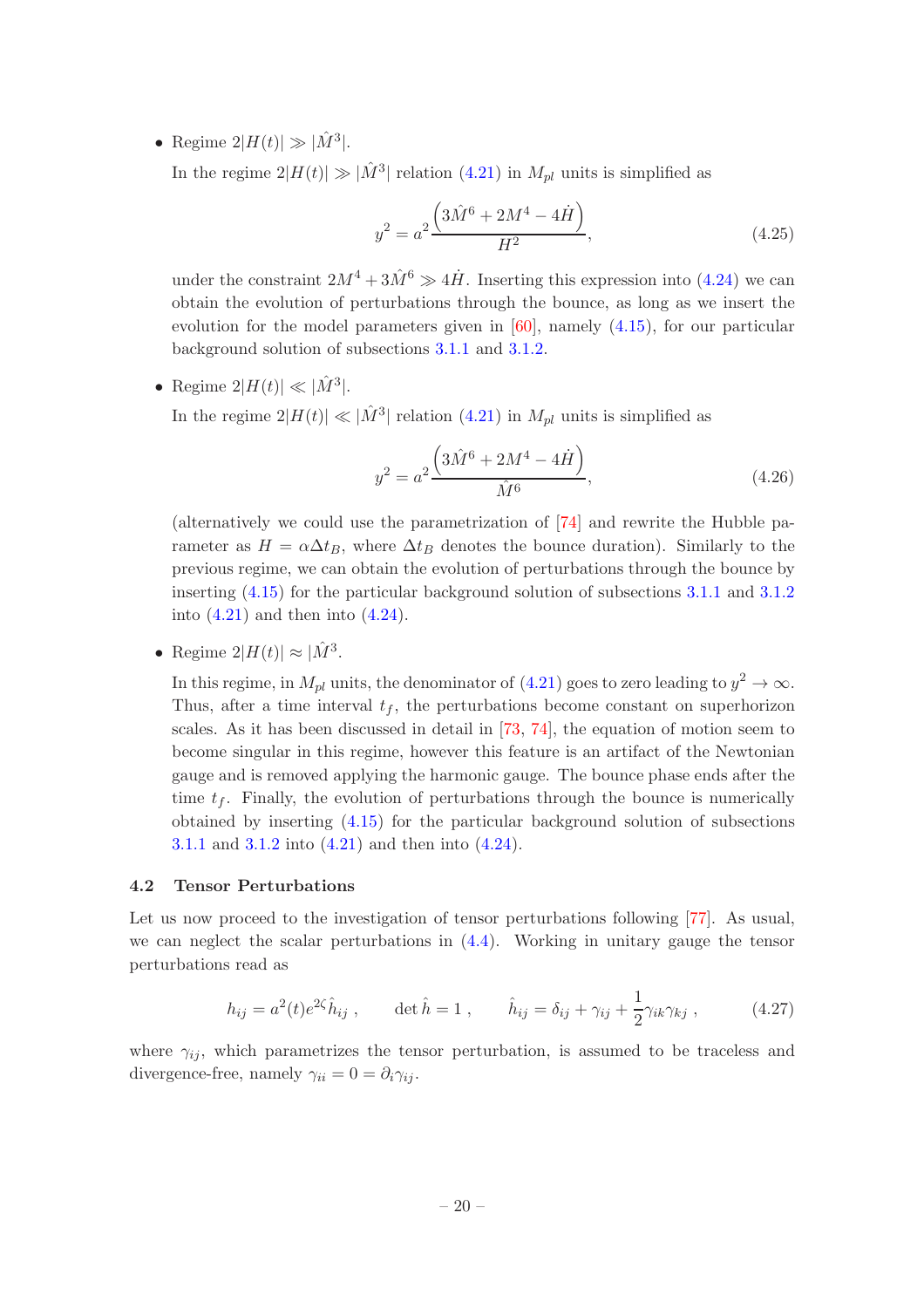- Regime $2|H(t)| \gg |\hat{M}^3|$.

  In the regime $2|H(t)| \gg |\hat{M}^3|$ relation (4.21) in $M_{pl}$ units is simplified as

$$y^2 = a^2 \frac{\left(3\hat{M}^6 + 2M^4 - 4\dot{H}\right)}{H^2}, \tag{4.25}$$

  under the constraint $2M^4 + 3\hat{M}^6 \gg 4\dot{H}$. Inserting this expression into (4.24) we can obtain the evolution of perturbations through the bounce, as long as we insert the evolution for the model parameters given in [60], namely (4.15), for our particular background solution of subsections 3.1.1 and 3.1.2.

- Regime $2|H(t)| \ll |\hat{M}^3|$.

  In the regime $2|H(t)| \ll |\hat{M}^3|$ relation (4.21) in $M_{pl}$ units is simplified as

$$y^2 = a^2 \frac{\left(3\hat{M}^6 + 2M^4 - 4\dot{H}\right)}{\hat{M}^6}, \tag{4.26}$$

  (alternatively we could use the parametrization of [74] and rewrite the Hubble parameter as $H = \alpha \Delta t_B$, where $\Delta t_B$ denotes the bounce duration). Similarly to the previous regime, we can obtain the evolution of perturbations through the bounce by inserting (4.15) for the particular background solution of subsections 3.1.1 and 3.1.2 into (4.21) and then into (4.24).

- Regime $2|H(t)| \approx |\hat{M}^3|$.

  In this regime, in $M_{pl}$ units, the denominator of (4.21) goes to zero leading to $y^2 \to \infty$. Thus, after a time interval $t_f$, the perturbations become constant on superhorizon scales. As it has been discussed in detail in [73, 74], the equation of motion seem to become singular in this regime, however this feature is an artifact of the Newtonian gauge and is removed applying the harmonic gauge. The bounce phase ends after the time $t_f$. Finally, the evolution of perturbations through the bounce is numerically obtained by inserting (4.15) for the particular background solution of subsections 3.1.1 and 3.1.2 into (4.21) and then into (4.24).

### 4.2 Tensor Perturbations

Let us now proceed to the investigation of tensor perturbations following [77]. As usual, we can neglect the scalar perturbations in (4.4). Working in unitary gauge the tensor perturbations read as

$$h_{ij} = a^2(t) e^{2\zeta} \hat{h}_{ij} \,, \qquad \det \hat{h} = 1 \,, \qquad \hat{h}_{ij} = \delta_{ij} + \gamma_{ij} + \frac{1}{2}\gamma_{ik}\gamma_{kj} \,, \tag{4.27}$$

where $\gamma_{ij}$, which parametrizes the tensor perturbation, is assumed to be traceless and divergence-free, namely $\gamma_{ii} = 0 = \partial_i \gamma_{ij}$.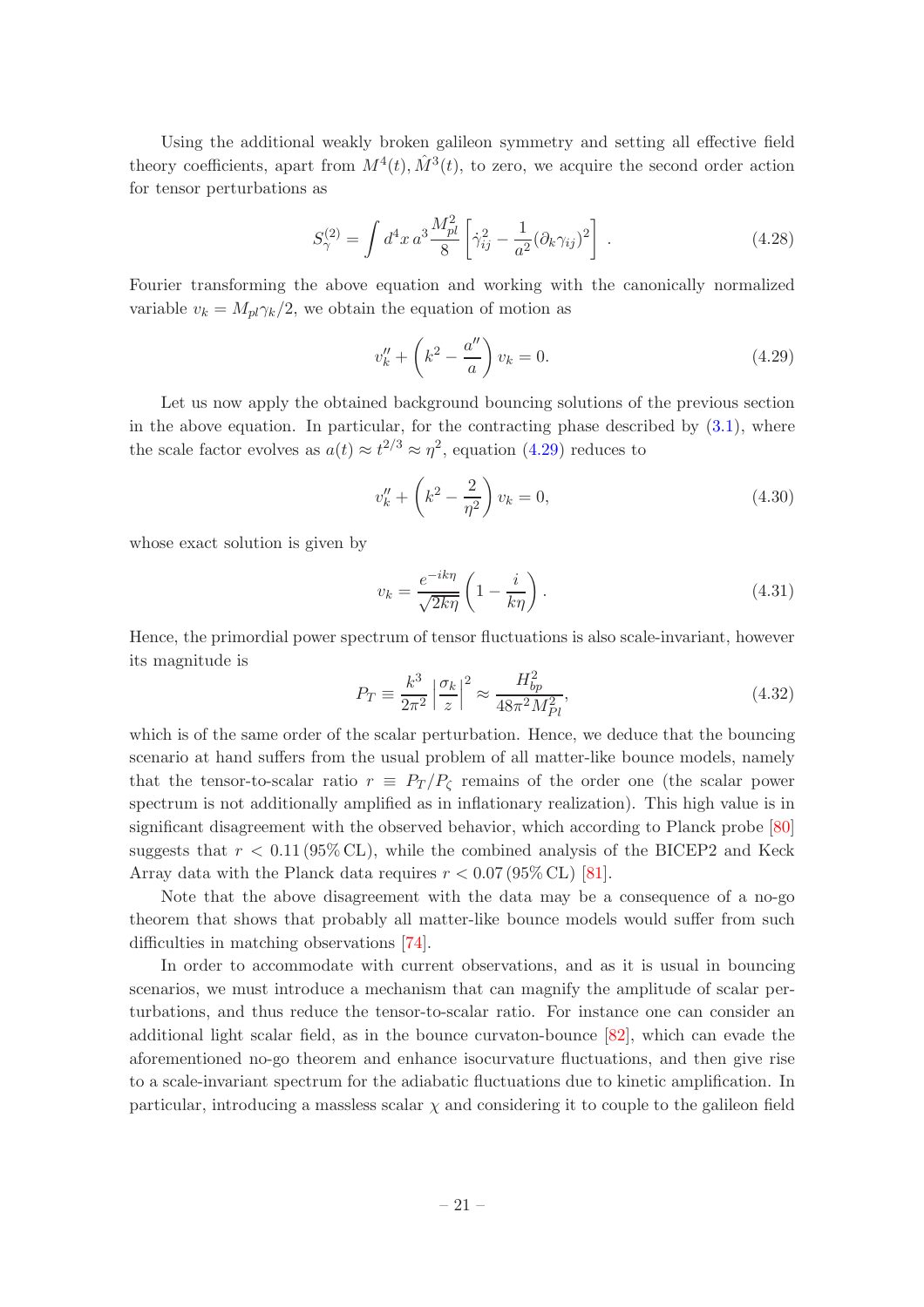Using the additional weakly broken galileon symmetry and setting all effective field theory coefficients, apart from $M^4(t), \hat{M}^3(t)$, to zero, we acquire the second order action for tensor perturbations as

$$S_\gamma^{(2)} = \int d^4x \, a^3 \frac{M_{pl}^2}{8} \left[ \dot{\gamma}_{ij}^2 - \frac{1}{a^2} (\partial_k \gamma_{ij})^2 \right] . \tag{4.28}$$

Fourier transforming the above equation and working with the canonically normalized variable $v_k = M_{pl} \gamma_k / 2$, we obtain the equation of motion as

$$v_k'' + \left( k^2 - \frac{a''}{a} \right) v_k = 0. \tag{4.29}$$

Let us now apply the obtained background bouncing solutions of the previous section in the above equation. In particular, for the contracting phase described by (3.1), where the scale factor evolves as $a(t) \approx t^{2/3} \approx \eta^2$, equation (4.29) reduces to

$$v_k'' + \left( k^2 - \frac{2}{\eta^2} \right) v_k = 0, \tag{4.30}$$

whose exact solution is given by

$$v_k = \frac{e^{-ik\eta}}{\sqrt{2k\eta}} \left( 1 - \frac{i}{k\eta} \right) . \tag{4.31}$$

Hence, the primordial power spectrum of tensor fluctuations is also scale-invariant, however its magnitude is

$$P_T \equiv \frac{k^3}{2\pi^2} \left| \frac{\sigma_k}{z} \right|^2 \approx \frac{H_{bp}^2}{48\pi^2 M_{Pl}^2}, \tag{4.32}$$

which is of the same order of the scalar perturbation. Hence, we deduce that the bouncing scenario at hand suffers from the usual problem of all matter-like bounce models, namely that the tensor-to-scalar ratio $r \equiv P_T / P_\zeta$ remains of the order one (the scalar power spectrum is not additionally amplified as in inflationary realization). This high value is in significant disagreement with the observed behavior, which according to Planck probe [80] suggests that $r < 0.11 \, (95\% \, \text{CL})$, while the combined analysis of the BICEP2 and Keck Array data with the Planck data requires $r < 0.07 \, (95\% \, \text{CL})$ [81].

Note that the above disagreement with the data may be a consequence of a no-go theorem that shows that probably all matter-like bounce models would suffer from such difficulties in matching observations [74].

In order to accommodate with current observations, and as it is usual in bouncing scenarios, we must introduce a mechanism that can magnify the amplitude of scalar perturbations, and thus reduce the tensor-to-scalar ratio. For instance one can consider an additional light scalar field, as in the bounce curvaton-bounce [82], which can evade the aforementioned no-go theorem and enhance isocurvature fluctuations, and then give rise to a scale-invariant spectrum for the adiabatic fluctuations due to kinetic amplification. In particular, introducing a massless scalar $\chi$ and considering it to couple to the galileon field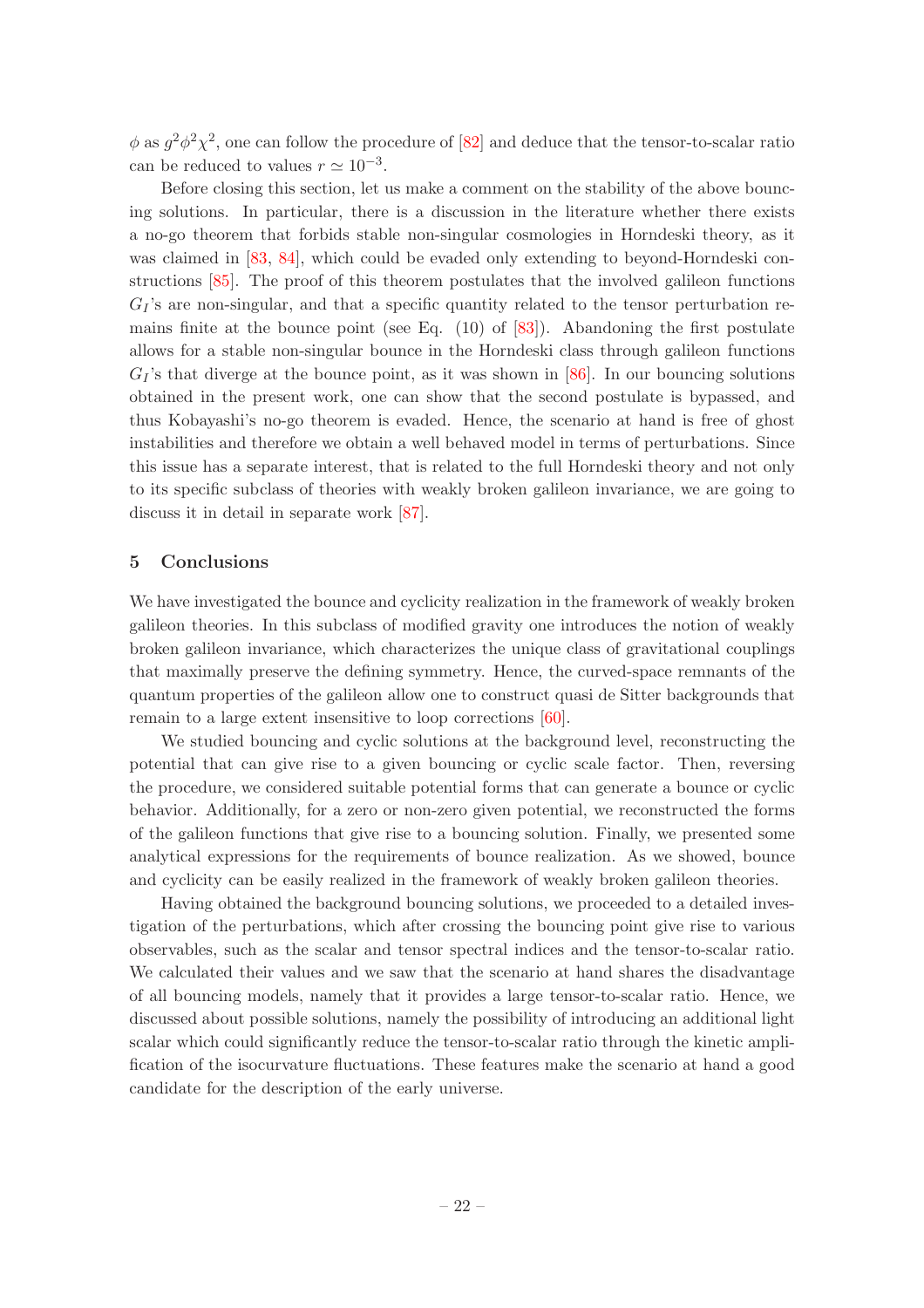$\phi$ as $g^2\phi^2\chi^2$, one can follow the procedure of [82] and deduce that the tensor-to-scalar ratio can be reduced to values $r \simeq 10^{-3}$.

Before closing this section, let us make a comment on the stability of the above bouncing solutions. In particular, there is a discussion in the literature whether there exists a no-go theorem that forbids stable non-singular cosmologies in Horndeski theory, as it was claimed in [83, 84], which could be evaded only extending to beyond-Horndeski constructions [85]. The proof of this theorem postulates that the involved galileon functions $G_I$'s are non-singular, and that a specific quantity related to the tensor perturbation remains finite at the bounce point (see Eq. (10) of [83]). Abandoning the first postulate allows for a stable non-singular bounce in the Horndeski class through galileon functions $G_I$'s that diverge at the bounce point, as it was shown in [86]. In our bouncing solutions obtained in the present work, one can show that the second postulate is bypassed, and thus Kobayashi's no-go theorem is evaded. Hence, the scenario at hand is free of ghost instabilities and therefore we obtain a well behaved model in terms of perturbations. Since this issue has a separate interest, that is related to the full Horndeski theory and not only to its specific subclass of theories with weakly broken galileon invariance, we are going to discuss it in detail in separate work [87].

## 5 Conclusions

We have investigated the bounce and cyclicity realization in the framework of weakly broken galileon theories. In this subclass of modified gravity one introduces the notion of weakly broken galileon invariance, which characterizes the unique class of gravitational couplings that maximally preserve the defining symmetry. Hence, the curved-space remnants of the quantum properties of the galileon allow one to construct quasi de Sitter backgrounds that remain to a large extent insensitive to loop corrections [60].

We studied bouncing and cyclic solutions at the background level, reconstructing the potential that can give rise to a given bouncing or cyclic scale factor. Then, reversing the procedure, we considered suitable potential forms that can generate a bounce or cyclic behavior. Additionally, for a zero or non-zero given potential, we reconstructed the forms of the galileon functions that give rise to a bouncing solution. Finally, we presented some analytical expressions for the requirements of bounce realization. As we showed, bounce and cyclicity can be easily realized in the framework of weakly broken galileon theories.

Having obtained the background bouncing solutions, we proceeded to a detailed investigation of the perturbations, which after crossing the bouncing point give rise to various observables, such as the scalar and tensor spectral indices and the tensor-to-scalar ratio. We calculated their values and we saw that the scenario at hand shares the disadvantage of all bouncing models, namely that it provides a large tensor-to-scalar ratio. Hence, we discussed about possible solutions, namely the possibility of introducing an additional light scalar which could significantly reduce the tensor-to-scalar ratio through the kinetic amplification of the isocurvature fluctuations. These features make the scenario at hand a good candidate for the description of the early universe.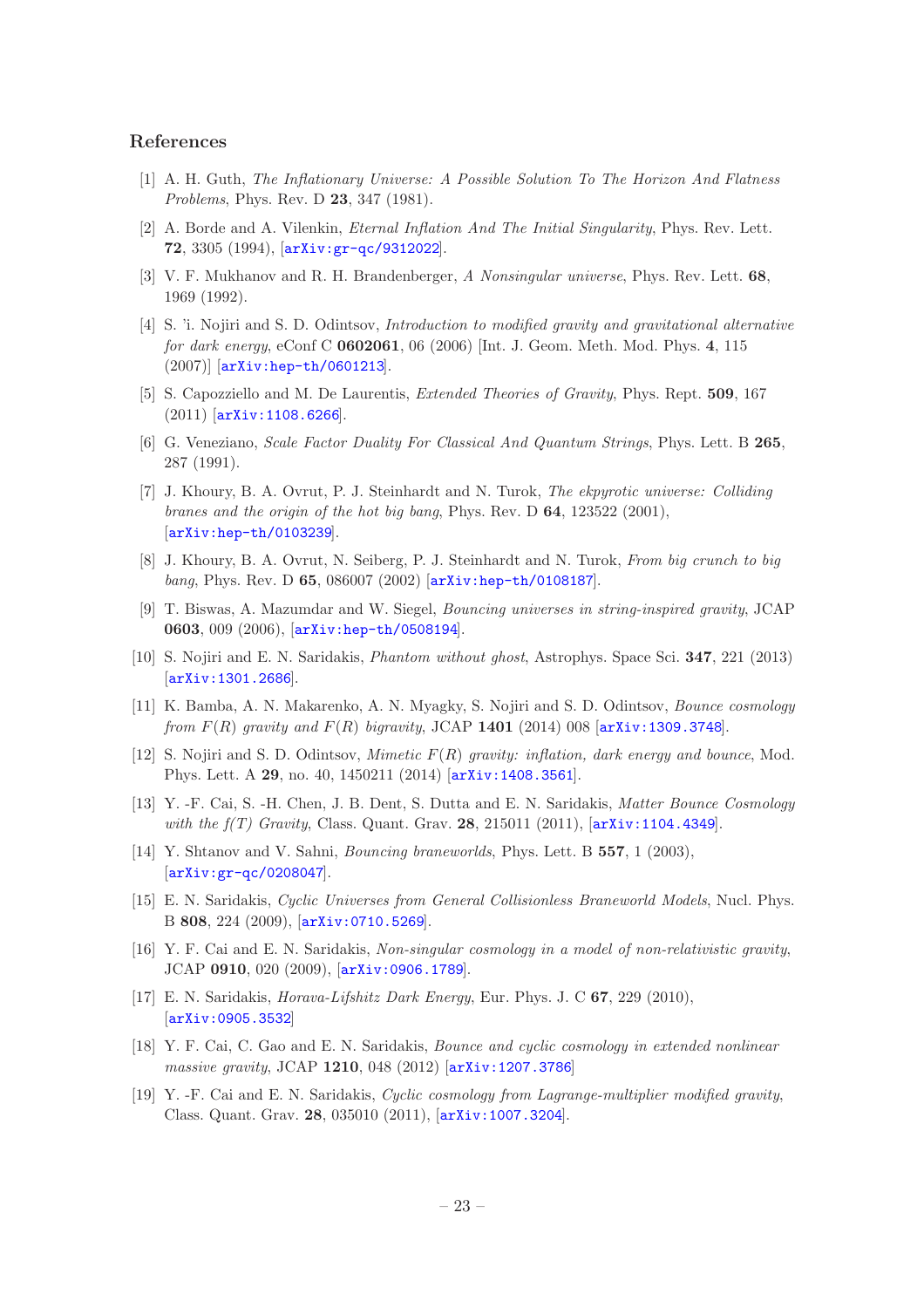## References

[1] A. H. Guth, *The Inflationary Universe: A Possible Solution To The Horizon And Flatness Problems*, Phys. Rev. D **23**, 347 (1981).

[2] A. Borde and A. Vilenkin, *Eternal Inflation And The Initial Singularity*, Phys. Rev. Lett. **72**, 3305 (1994), [arXiv:gr-qc/9312022].

[3] V. F. Mukhanov and R. H. Brandenberger, *A Nonsingular universe*, Phys. Rev. Lett. **68**, 1969 (1992).

[4] S. 'i. Nojiri and S. D. Odintsov, *Introduction to modified gravity and gravitational alternative for dark energy*, eConf C **0602061**, 06 (2006) [Int. J. Geom. Meth. Mod. Phys. **4**, 115 (2007)] [arXiv:hep-th/0601213].

[5] S. Capozziello and M. De Laurentis, *Extended Theories of Gravity*, Phys. Rept. **509**, 167 (2011) [arXiv:1108.6266].

[6] G. Veneziano, *Scale Factor Duality For Classical And Quantum Strings*, Phys. Lett. B **265**, 287 (1991).

[7] J. Khoury, B. A. Ovrut, P. J. Steinhardt and N. Turok, *The ekpyrotic universe: Colliding branes and the origin of the hot big bang*, Phys. Rev. D **64**, 123522 (2001), [arXiv:hep-th/0103239].

[8] J. Khoury, B. A. Ovrut, N. Seiberg, P. J. Steinhardt and N. Turok, *From big crunch to big bang*, Phys. Rev. D **65**, 086007 (2002) [arXiv:hep-th/0108187].

[9] T. Biswas, A. Mazumdar and W. Siegel, *Bouncing universes in string-inspired gravity*, JCAP **0603**, 009 (2006), [arXiv:hep-th/0508194].

[10] S. Nojiri and E. N. Saridakis, *Phantom without ghost*, Astrophys. Space Sci. **347**, 221 (2013) [arXiv:1301.2686].

[11] K. Bamba, A. N. Makarenko, A. N. Myagky, S. Nojiri and S. D. Odintsov, *Bounce cosmology from $F(R)$ gravity and $F(R)$ bigravity*, JCAP **1401** (2014) 008 [arXiv:1309.3748].

[12] S. Nojiri and S. D. Odintsov, *Mimetic $F(R)$ gravity: inflation, dark energy and bounce*, Mod. Phys. Lett. A **29**, no. 40, 1450211 (2014) [arXiv:1408.3561].

[13] Y. -F. Cai, S. -H. Chen, J. B. Dent, S. Dutta and E. N. Saridakis, *Matter Bounce Cosmology with the f(T) Gravity*, Class. Quant. Grav. **28**, 215011 (2011), [arXiv:1104.4349].

[14] Y. Shtanov and V. Sahni, *Bouncing braneworlds*, Phys. Lett. B **557**, 1 (2003), [arXiv:gr-qc/0208047].

[15] E. N. Saridakis, *Cyclic Universes from General Collisionless Braneworld Models*, Nucl. Phys. B **808**, 224 (2009), [arXiv:0710.5269].

[16] Y. F. Cai and E. N. Saridakis, *Non-singular cosmology in a model of non-relativistic gravity*, JCAP **0910**, 020 (2009), [arXiv:0906.1789].

[17] E. N. Saridakis, *Horava-Lifshitz Dark Energy*, Eur. Phys. J. C **67**, 229 (2010), [arXiv:0905.3532]

[18] Y. F. Cai, C. Gao and E. N. Saridakis, *Bounce and cyclic cosmology in extended nonlinear massive gravity*, JCAP **1210**, 048 (2012) [arXiv:1207.3786]

[19] Y. -F. Cai and E. N. Saridakis, *Cyclic cosmology from Lagrange-multiplier modified gravity*, Class. Quant. Grav. **28**, 035010 (2011), [arXiv:1007.3204].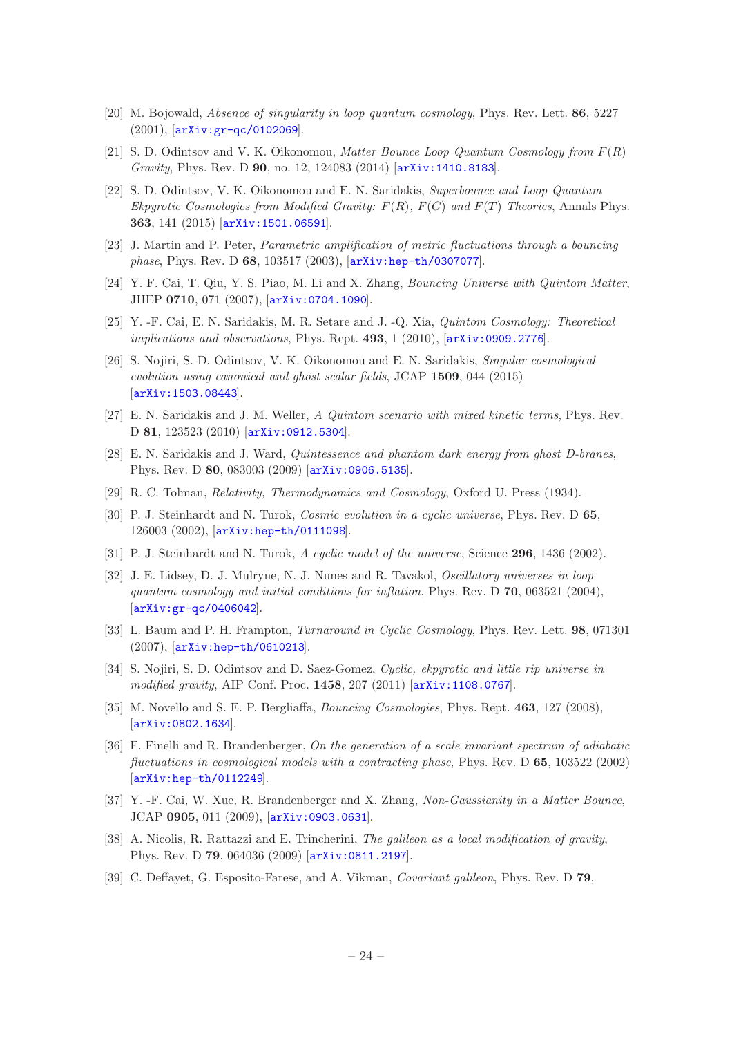[20] M. Bojowald, *Absence of singularity in loop quantum cosmology*, Phys. Rev. Lett. **86**, 5227 (2001), [arXiv:gr-qc/0102069].

[21] S. D. Odintsov and V. K. Oikonomou, *Matter Bounce Loop Quantum Cosmology from $F(R)$ Gravity*, Phys. Rev. D **90**, no. 12, 124083 (2014) [arXiv:1410.8183].

[22] S. D. Odintsov, V. K. Oikonomou and E. N. Saridakis, *Superbounce and Loop Quantum Ekpyrotic Cosmologies from Modified Gravity: $F(R)$, $F(G)$ and $F(T)$ Theories*, Annals Phys. **363**, 141 (2015) [arXiv:1501.06591].

[23] J. Martin and P. Peter, *Parametric amplification of metric fluctuations through a bouncing phase*, Phys. Rev. D **68**, 103517 (2003), [arXiv:hep-th/0307077].

[24] Y. F. Cai, T. Qiu, Y. S. Piao, M. Li and X. Zhang, *Bouncing Universe with Quintom Matter*, JHEP **0710**, 071 (2007), [arXiv:0704.1090].

[25] Y. -F. Cai, E. N. Saridakis, M. R. Setare and J. -Q. Xia, *Quintom Cosmology: Theoretical implications and observations*, Phys. Rept. **493**, 1 (2010), [arXiv:0909.2776].

[26] S. Nojiri, S. D. Odintsov, V. K. Oikonomou and E. N. Saridakis, *Singular cosmological evolution using canonical and ghost scalar fields*, JCAP **1509**, 044 (2015) [arXiv:1503.08443].

[27] E. N. Saridakis and J. M. Weller, *A Quintom scenario with mixed kinetic terms*, Phys. Rev. D **81**, 123523 (2010) [arXiv:0912.5304].

[28] E. N. Saridakis and J. Ward, *Quintessence and phantom dark energy from ghost D-branes*, Phys. Rev. D **80**, 083003 (2009) [arXiv:0906.5135].

[29] R. C. Tolman, *Relativity, Thermodynamics and Cosmology*, Oxford U. Press (1934).

[30] P. J. Steinhardt and N. Turok, *Cosmic evolution in a cyclic universe*, Phys. Rev. D **65**, 126003 (2002), [arXiv:hep-th/0111098].

[31] P. J. Steinhardt and N. Turok, *A cyclic model of the universe*, Science **296**, 1436 (2002).

[32] J. E. Lidsey, D. J. Mulryne, N. J. Nunes and R. Tavakol, *Oscillatory universes in loop quantum cosmology and initial conditions for inflation*, Phys. Rev. D **70**, 063521 (2004), [arXiv:gr-qc/0406042].

[33] L. Baum and P. H. Frampton, *Turnaround in Cyclic Cosmology*, Phys. Rev. Lett. **98**, 071301 (2007), [arXiv:hep-th/0610213].

[34] S. Nojiri, S. D. Odintsov and D. Saez-Gomez, *Cyclic, ekpyrotic and little rip universe in modified gravity*, AIP Conf. Proc. **1458**, 207 (2011) [arXiv:1108.0767].

[35] M. Novello and S. E. P. Bergliaffa, *Bouncing Cosmologies*, Phys. Rept. **463**, 127 (2008), [arXiv:0802.1634].

[36] F. Finelli and R. Brandenberger, *On the generation of a scale invariant spectrum of adiabatic fluctuations in cosmological models with a contracting phase*, Phys. Rev. D **65**, 103522 (2002) [arXiv:hep-th/0112249].

[37] Y. -F. Cai, W. Xue, R. Brandenberger and X. Zhang, *Non-Gaussianity in a Matter Bounce*, JCAP **0905**, 011 (2009), [arXiv:0903.0631].

[38] A. Nicolis, R. Rattazzi and E. Trincherini, *The galileon as a local modification of gravity*, Phys. Rev. D **79**, 064036 (2009) [arXiv:0811.2197].

[39] C. Deffayet, G. Esposito-Farese, and A. Vikman, *Covariant galileon*, Phys. Rev. D **79**,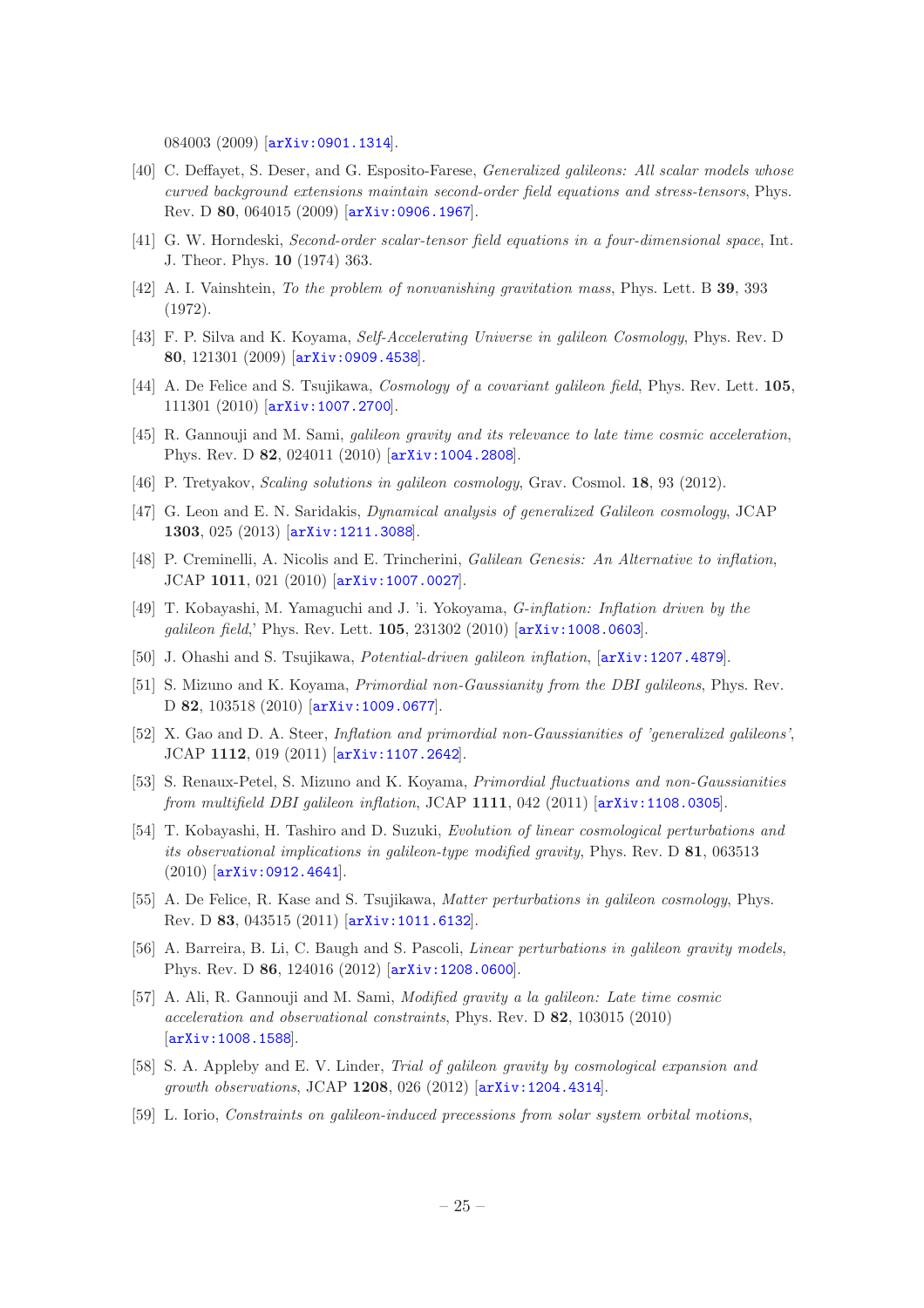084003 (2009) [arXiv:0901.1314].

[40] C. Deffayet, S. Deser, and G. Esposito-Farese, *Generalized galileons: All scalar models whose curved background extensions maintain second-order field equations and stress-tensors*, Phys. Rev. D **80**, 064015 (2009) [arXiv:0906.1967].

[41] G. W. Horndeski, *Second-order scalar-tensor field equations in a four-dimensional space*, Int. J. Theor. Phys. **10** (1974) 363.

[42] A. I. Vainshtein, *To the problem of nonvanishing gravitation mass*, Phys. Lett. B **39**, 393 (1972).

[43] F. P. Silva and K. Koyama, *Self-Accelerating Universe in galileon Cosmology*, Phys. Rev. D **80**, 121301 (2009) [arXiv:0909.4538].

[44] A. De Felice and S. Tsujikawa, *Cosmology of a covariant galileon field*, Phys. Rev. Lett. **105**, 111301 (2010) [arXiv:1007.2700].

[45] R. Gannouji and M. Sami, *galileon gravity and its relevance to late time cosmic acceleration*, Phys. Rev. D **82**, 024011 (2010) [arXiv:1004.2808].

[46] P. Tretyakov, *Scaling solutions in galileon cosmology*, Grav. Cosmol. **18**, 93 (2012).

[47] G. Leon and E. N. Saridakis, *Dynamical analysis of generalized Galileon cosmology*, JCAP **1303**, 025 (2013) [arXiv:1211.3088].

[48] P. Creminelli, A. Nicolis and E. Trincherini, *Galilean Genesis: An Alternative to inflation*, JCAP **1011**, 021 (2010) [arXiv:1007.0027].

[49] T. Kobayashi, M. Yamaguchi and J. 'i. Yokoyama, *G-inflation: Inflation driven by the galileon field*,' Phys. Rev. Lett. **105**, 231302 (2010) [arXiv:1008.0603].

[50] J. Ohashi and S. Tsujikawa, *Potential-driven galileon inflation*, [arXiv:1207.4879].

[51] S. Mizuno and K. Koyama, *Primordial non-Gaussianity from the DBI galileons*, Phys. Rev. D **82**, 103518 (2010) [arXiv:1009.0677].

[52] X. Gao and D. A. Steer, *Inflation and primordial non-Gaussianities of 'generalized galileons'*, JCAP **1112**, 019 (2011) [arXiv:1107.2642].

[53] S. Renaux-Petel, S. Mizuno and K. Koyama, *Primordial fluctuations and non-Gaussianities from multifield DBI galileon inflation*, JCAP **1111**, 042 (2011) [arXiv:1108.0305].

[54] T. Kobayashi, H. Tashiro and D. Suzuki, *Evolution of linear cosmological perturbations and its observational implications in galileon-type modified gravity*, Phys. Rev. D **81**, 063513 (2010) [arXiv:0912.4641].

[55] A. De Felice, R. Kase and S. Tsujikawa, *Matter perturbations in galileon cosmology*, Phys. Rev. D **83**, 043515 (2011) [arXiv:1011.6132].

[56] A. Barreira, B. Li, C. Baugh and S. Pascoli, *Linear perturbations in galileon gravity models*, Phys. Rev. D **86**, 124016 (2012) [arXiv:1208.0600].

[57] A. Ali, R. Gannouji and M. Sami, *Modified gravity a la galileon: Late time cosmic acceleration and observational constraints*, Phys. Rev. D **82**, 103015 (2010) [arXiv:1008.1588].

[58] S. A. Appleby and E. V. Linder, *Trial of galileon gravity by cosmological expansion and growth observations*, JCAP **1208**, 026 (2012) [arXiv:1204.4314].

[59] L. Iorio, *Constraints on galileon-induced precessions from solar system orbital motions*,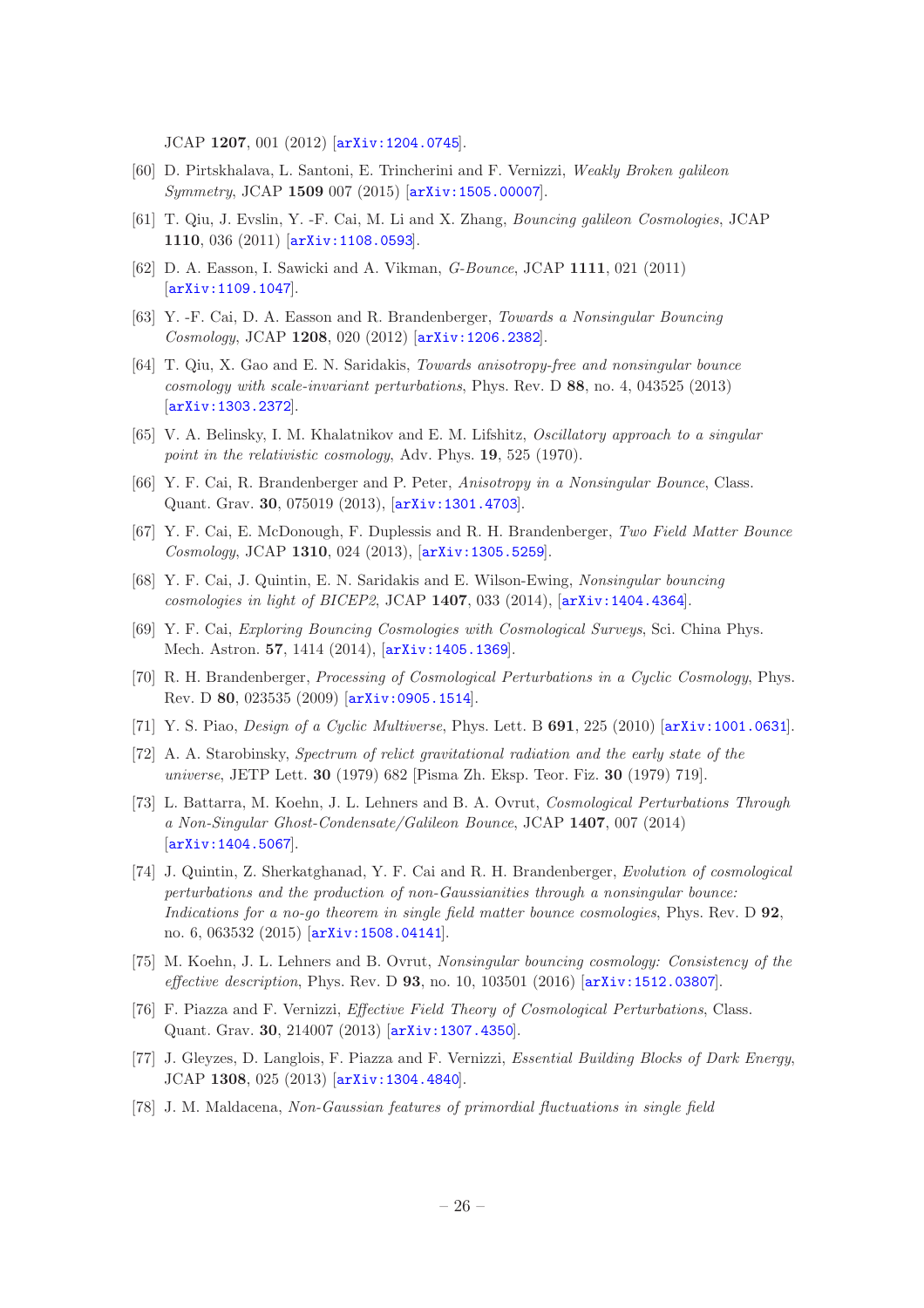JCAP **1207**, 001 (2012) [arXiv:1204.0745].

[60] D. Pirtskhalava, L. Santoni, E. Trincherini and F. Vernizzi, *Weakly Broken galileon Symmetry*, JCAP **1509** 007 (2015) [arXiv:1505.00007].

[61] T. Qiu, J. Evslin, Y. -F. Cai, M. Li and X. Zhang, *Bouncing galileon Cosmologies*, JCAP **1110**, 036 (2011) [arXiv:1108.0593].

[62] D. A. Easson, I. Sawicki and A. Vikman, *G-Bounce*, JCAP **1111**, 021 (2011) [arXiv:1109.1047].

[63] Y. -F. Cai, D. A. Easson and R. Brandenberger, *Towards a Nonsingular Bouncing Cosmology*, JCAP **1208**, 020 (2012) [arXiv:1206.2382].

[64] T. Qiu, X. Gao and E. N. Saridakis, *Towards anisotropy-free and nonsingular bounce cosmology with scale-invariant perturbations*, Phys. Rev. D **88**, no. 4, 043525 (2013) [arXiv:1303.2372].

[65] V. A. Belinsky, I. M. Khalatnikov and E. M. Lifshitz, *Oscillatory approach to a singular point in the relativistic cosmology*, Adv. Phys. **19**, 525 (1970).

[66] Y. F. Cai, R. Brandenberger and P. Peter, *Anisotropy in a Nonsingular Bounce*, Class. Quant. Grav. **30**, 075019 (2013), [arXiv:1301.4703].

[67] Y. F. Cai, E. McDonough, F. Duplessis and R. H. Brandenberger, *Two Field Matter Bounce Cosmology*, JCAP **1310**, 024 (2013), [arXiv:1305.5259].

[68] Y. F. Cai, J. Quintin, E. N. Saridakis and E. Wilson-Ewing, *Nonsingular bouncing cosmologies in light of BICEP2*, JCAP **1407**, 033 (2014), [arXiv:1404.4364].

[69] Y. F. Cai, *Exploring Bouncing Cosmologies with Cosmological Surveys*, Sci. China Phys. Mech. Astron. **57**, 1414 (2014), [arXiv:1405.1369].

[70] R. H. Brandenberger, *Processing of Cosmological Perturbations in a Cyclic Cosmology*, Phys. Rev. D **80**, 023535 (2009) [arXiv:0905.1514].

[71] Y. S. Piao, *Design of a Cyclic Multiverse*, Phys. Lett. B **691**, 225 (2010) [arXiv:1001.0631].

[72] A. A. Starobinsky, *Spectrum of relict gravitational radiation and the early state of the universe*, JETP Lett. **30** (1979) 682 [Pisma Zh. Eksp. Teor. Fiz. **30** (1979) 719].

[73] L. Battarra, M. Koehn, J. L. Lehners and B. A. Ovrut, *Cosmological Perturbations Through a Non-Singular Ghost-Condensate/Galileon Bounce*, JCAP **1407**, 007 (2014) [arXiv:1404.5067].

[74] J. Quintin, Z. Sherkatghanad, Y. F. Cai and R. H. Brandenberger, *Evolution of cosmological perturbations and the production of non-Gaussianities through a nonsingular bounce: Indications for a no-go theorem in single field matter bounce cosmologies*, Phys. Rev. D **92**, no. 6, 063532 (2015) [arXiv:1508.04141].

[75] M. Koehn, J. L. Lehners and B. Ovrut, *Nonsingular bouncing cosmology: Consistency of the effective description*, Phys. Rev. D **93**, no. 10, 103501 (2016) [arXiv:1512.03807].

[76] F. Piazza and F. Vernizzi, *Effective Field Theory of Cosmological Perturbations*, Class. Quant. Grav. **30**, 214007 (2013) [arXiv:1307.4350].

[77] J. Gleyzes, D. Langlois, F. Piazza and F. Vernizzi, *Essential Building Blocks of Dark Energy*, JCAP **1308**, 025 (2013) [arXiv:1304.4840].

[78] J. M. Maldacena, *Non-Gaussian features of primordial fluctuations in single field*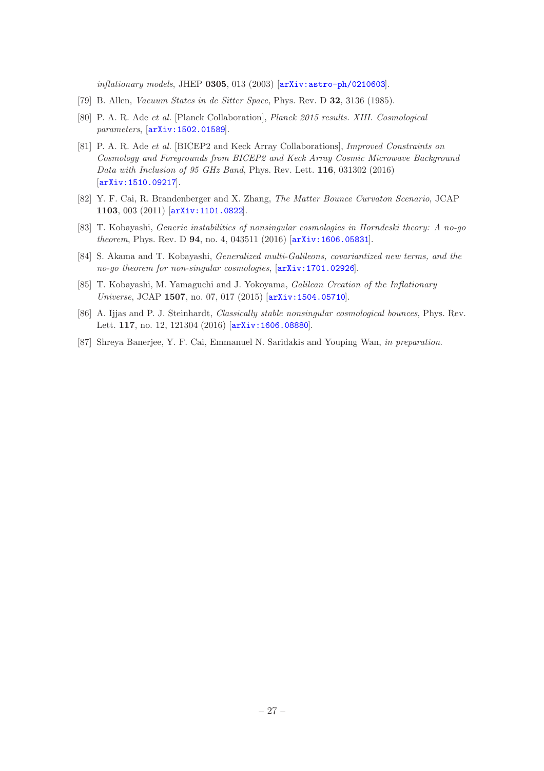*inflationary models*, JHEP **0305**, 013 (2003) [arXiv:astro-ph/0210603].

[79] B. Allen, *Vacuum States in de Sitter Space*, Phys. Rev. D **32**, 3136 (1985).

[80] P. A. R. Ade *et al.* [Planck Collaboration], *Planck 2015 results. XIII. Cosmological parameters*, [arXiv:1502.01589].

[81] P. A. R. Ade *et al.* [BICEP2 and Keck Array Collaborations], *Improved Constraints on Cosmology and Foregrounds from BICEP2 and Keck Array Cosmic Microwave Background Data with Inclusion of 95 GHz Band*, Phys. Rev. Lett. **116**, 031302 (2016) [arXiv:1510.09217].

[82] Y. F. Cai, R. Brandenberger and X. Zhang, *The Matter Bounce Curvaton Scenario*, JCAP **1103**, 003 (2011) [arXiv:1101.0822].

[83] T. Kobayashi, *Generic instabilities of nonsingular cosmologies in Horndeski theory: A no-go theorem*, Phys. Rev. D **94**, no. 4, 043511 (2016) [arXiv:1606.05831].

[84] S. Akama and T. Kobayashi, *Generalized multi-Galileons, covariantized new terms, and the no-go theorem for non-singular cosmologies*, [arXiv:1701.02926].

[85] T. Kobayashi, M. Yamaguchi and J. Yokoyama, *Galilean Creation of the Inflationary Universe*, JCAP **1507**, no. 07, 017 (2015) [arXiv:1504.05710].

[86] A. Ijjas and P. J. Steinhardt, *Classically stable nonsingular cosmological bounces*, Phys. Rev. Lett. **117**, no. 12, 121304 (2016) [arXiv:1606.08880].

[87] Shreya Banerjee, Y. F. Cai, Emmanuel N. Saridakis and Youping Wan, *in preparation*.